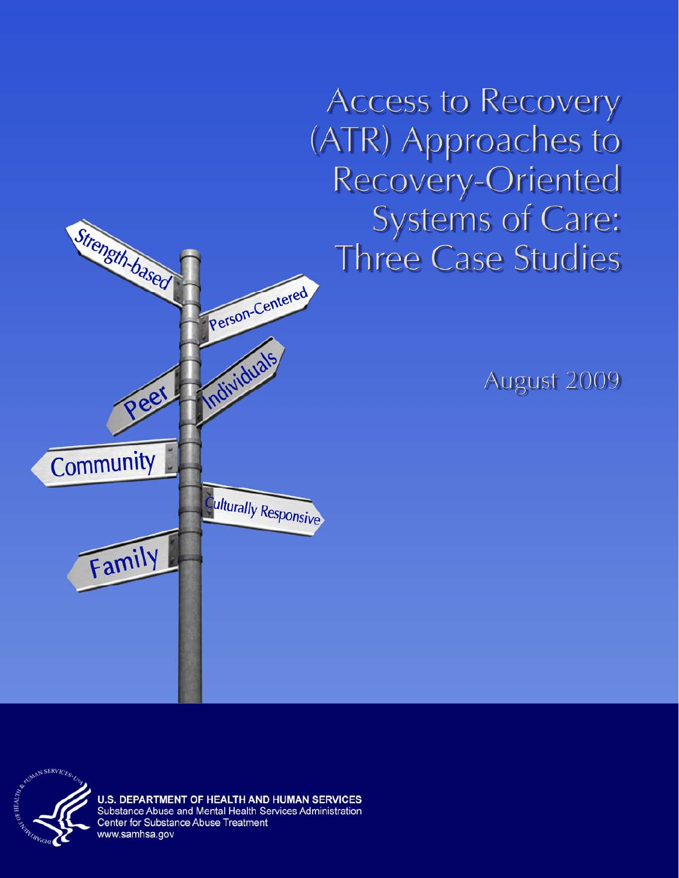# Access to Recovery (ATR) Approaches to Recovery-Oriented Systems of Care: Three Case Studies

August 2009

Strength-based

Person-Centered

Peer

Individuals

Community

Culturally Responsive

Family

**U.S. DEPARTMENT OF HEALTH AND HUMAN SERVICES**
Substance Abuse and Mental Health Services Administration
Center for Substance Abuse Treatment
www.samhsa.gov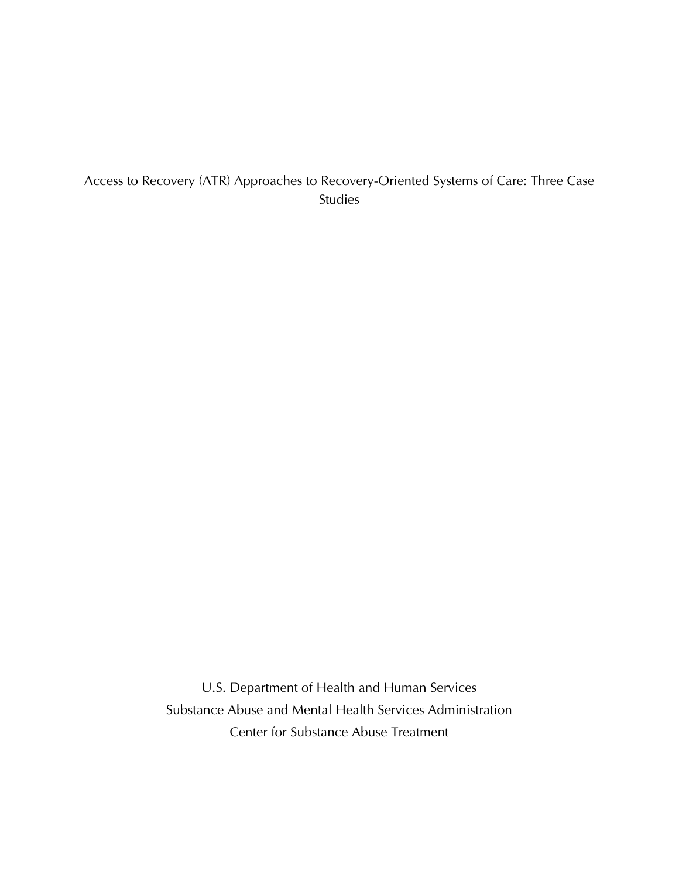# Access to Recovery (ATR) Approaches to Recovery-Oriented Systems of Care: Three Case Studies

U.S. Department of Health and Human Services

Substance Abuse and Mental Health Services Administration

Center for Substance Abuse Treatment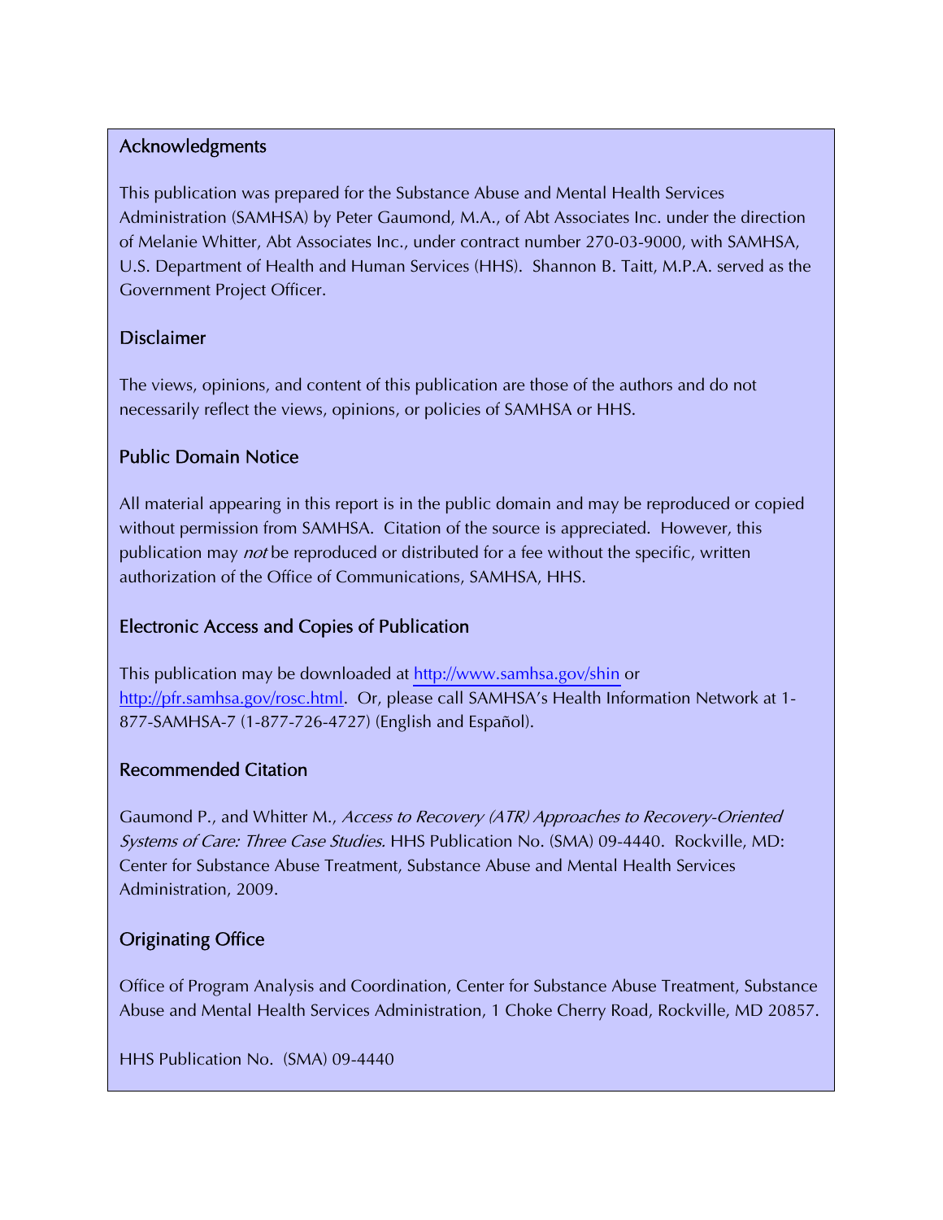## Acknowledgments

This publication was prepared for the Substance Abuse and Mental Health Services Administration (SAMHSA) by Peter Gaumond, M.A., of Abt Associates Inc. under the direction of Melanie Whitter, Abt Associates Inc., under contract number 270-03-9000, with SAMHSA, U.S. Department of Health and Human Services (HHS). Shannon B. Taitt, M.P.A. served as the Government Project Officer.

## Disclaimer

The views, opinions, and content of this publication are those of the authors and do not necessarily reflect the views, opinions, or policies of SAMHSA or HHS.

## Public Domain Notice

All material appearing in this report is in the public domain and may be reproduced or copied without permission from SAMHSA. Citation of the source is appreciated. However, this publication may *not* be reproduced or distributed for a fee without the specific, written authorization of the Office of Communications, SAMHSA, HHS.

## Electronic Access and Copies of Publication

This publication may be downloaded at http://www.samhsa.gov/shin or http://pfr.samhsa.gov/rosc.html. Or, please call SAMHSA's Health Information Network at 1-877-SAMHSA-7 (1-877-726-4727) (English and Español).

## Recommended Citation

Gaumond P., and Whitter M., *Access to Recovery (ATR) Approaches to Recovery-Oriented Systems of Care: Three Case Studies.* HHS Publication No. (SMA) 09-4440. Rockville, MD: Center for Substance Abuse Treatment, Substance Abuse and Mental Health Services Administration, 2009.

## Originating Office

Office of Program Analysis and Coordination, Center for Substance Abuse Treatment, Substance Abuse and Mental Health Services Administration, 1 Choke Cherry Road, Rockville, MD 20857.

HHS Publication No. (SMA) 09-4440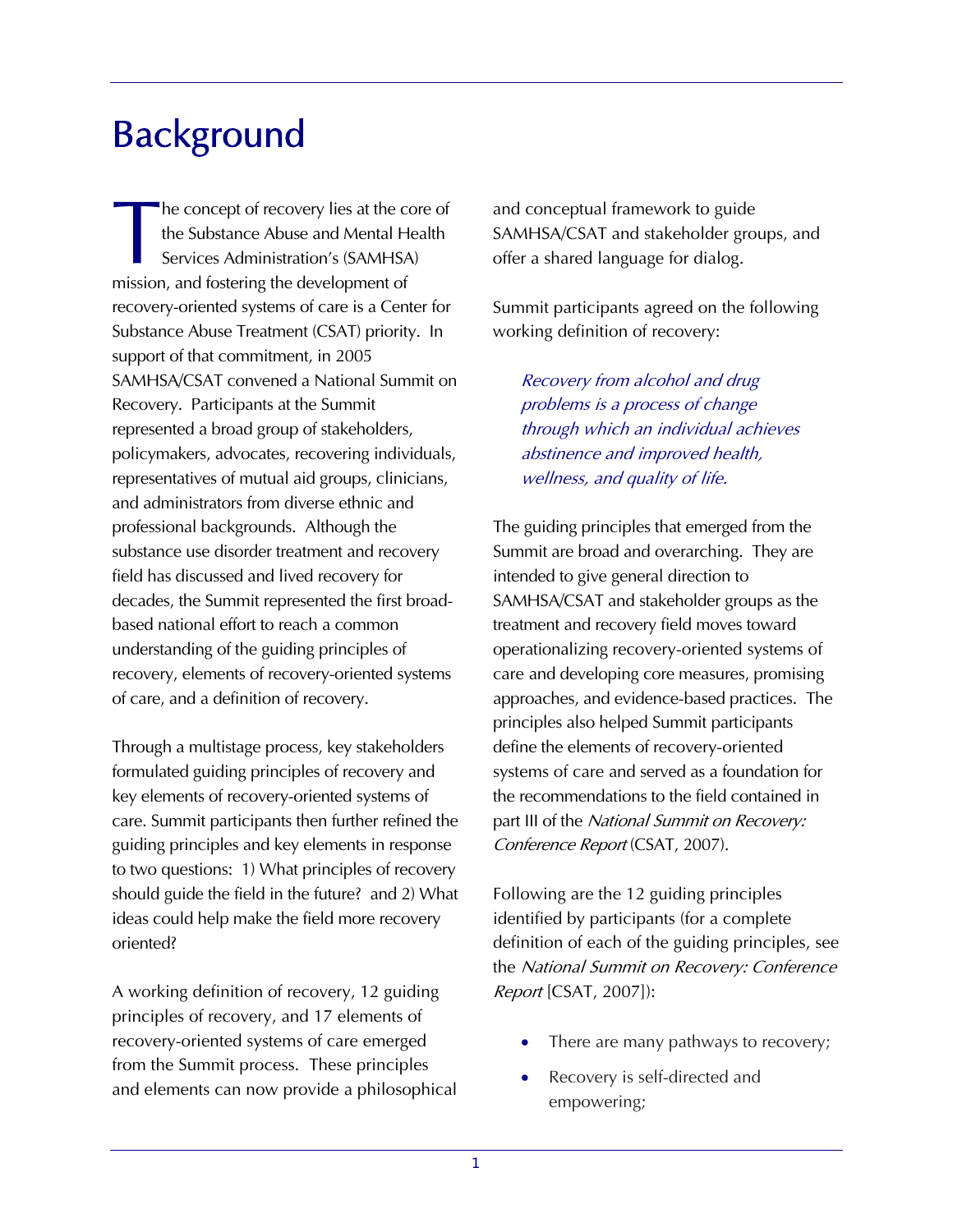# Background

The concept of recovery lies at the core of the Substance Abuse and Mental Health Services Administration's (SAMHSA) mission, and fostering the development of recovery-oriented systems of care is a Center for Substance Abuse Treatment (CSAT) priority. In support of that commitment, in 2005 SAMHSA/CSAT convened a National Summit on Recovery. Participants at the Summit represented a broad group of stakeholders, policymakers, advocates, recovering individuals, representatives of mutual aid groups, clinicians, and administrators from diverse ethnic and professional backgrounds. Although the substance use disorder treatment and recovery field has discussed and lived recovery for decades, the Summit represented the first broad-based national effort to reach a common understanding of the guiding principles of recovery, elements of recovery-oriented systems of care, and a definition of recovery.

Through a multistage process, key stakeholders formulated guiding principles of recovery and key elements of recovery-oriented systems of care. Summit participants then further refined the guiding principles and key elements in response to two questions: 1) What principles of recovery should guide the field in the future? and 2) What ideas could help make the field more recovery oriented?

A working definition of recovery, 12 guiding principles of recovery, and 17 elements of recovery-oriented systems of care emerged from the Summit process. These principles and elements can now provide a philosophical and conceptual framework to guide SAMHSA/CSAT and stakeholder groups, and offer a shared language for dialog.

Summit participants agreed on the following working definition of recovery:

> *Recovery from alcohol and drug problems is a process of change through which an individual achieves abstinence and improved health, wellness, and quality of life.*

The guiding principles that emerged from the Summit are broad and overarching. They are intended to give general direction to SAMHSA/CSAT and stakeholder groups as the treatment and recovery field moves toward operationalizing recovery-oriented systems of care and developing core measures, promising approaches, and evidence-based practices. The principles also helped Summit participants define the elements of recovery-oriented systems of care and served as a foundation for the recommendations to the field contained in part III of the *National Summit on Recovery: Conference Report* (CSAT, 2007).

Following are the 12 guiding principles identified by participants (for a complete definition of each of the guiding principles, see the *National Summit on Recovery: Conference Report* [CSAT, 2007]):

- There are many pathways to recovery;
- Recovery is self-directed and empowering;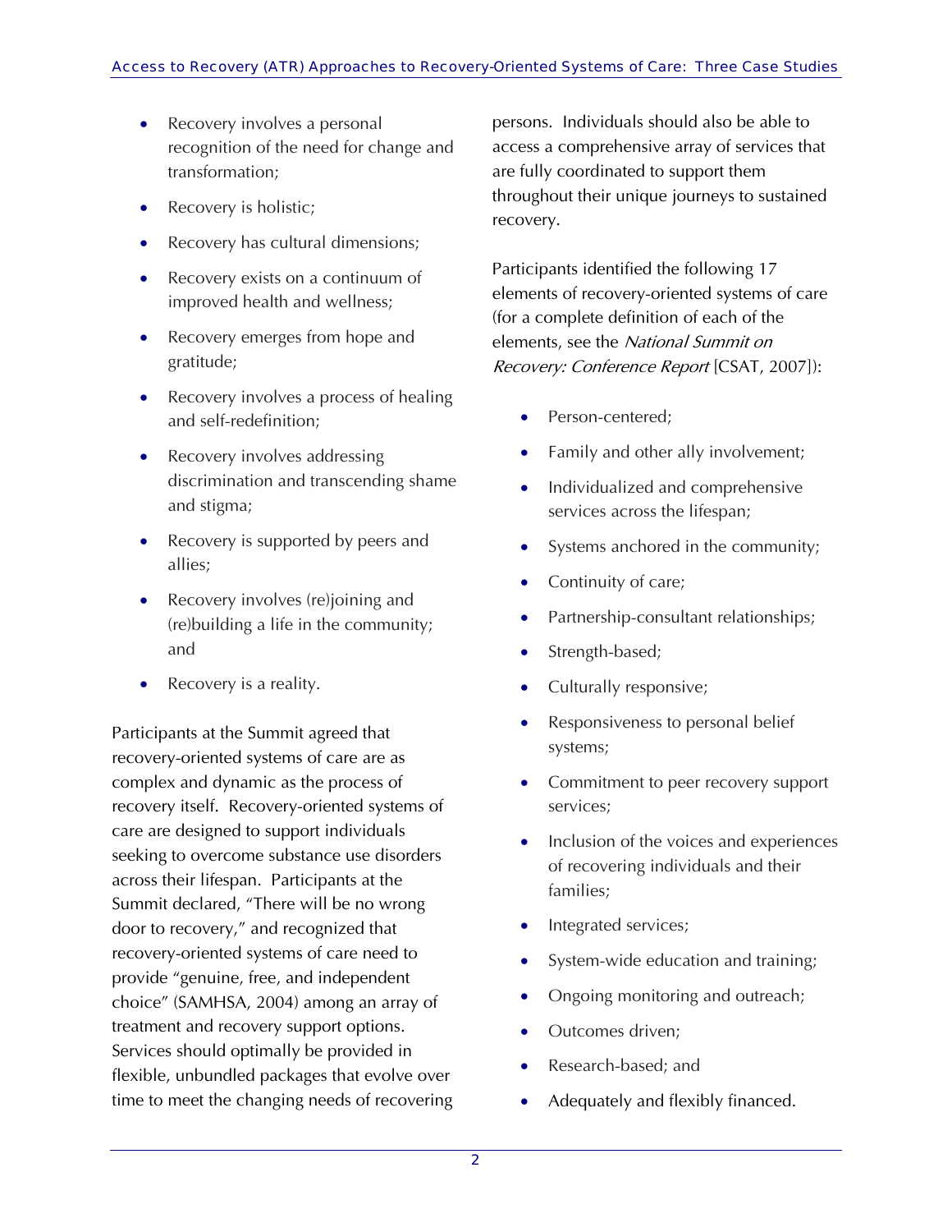- Recovery involves a personal recognition of the need for change and transformation;
- Recovery is holistic;
- Recovery has cultural dimensions;
- Recovery exists on a continuum of improved health and wellness;
- Recovery emerges from hope and gratitude;
- Recovery involves a process of healing and self-redefinition;
- Recovery involves addressing discrimination and transcending shame and stigma;
- Recovery is supported by peers and allies;
- Recovery involves (re)joining and (re)building a life in the community; and
- Recovery is a reality.

Participants at the Summit agreed that recovery-oriented systems of care are as complex and dynamic as the process of recovery itself. Recovery-oriented systems of care are designed to support individuals seeking to overcome substance use disorders across their lifespan. Participants at the Summit declared, "There will be no wrong door to recovery," and recognized that recovery-oriented systems of care need to provide "genuine, free, and independent choice" (SAMHSA, 2004) among an array of treatment and recovery support options. Services should optimally be provided in flexible, unbundled packages that evolve over time to meet the changing needs of recovering persons. Individuals should also be able to access a comprehensive array of services that are fully coordinated to support them throughout their unique journeys to sustained recovery.

Participants identified the following 17 elements of recovery-oriented systems of care (for a complete definition of each of the elements, see the *National Summit on Recovery: Conference Report* [CSAT, 2007]):

- Person-centered;
- Family and other ally involvement;
- Individualized and comprehensive services across the lifespan;
- Systems anchored in the community;
- Continuity of care;
- Partnership-consultant relationships;
- Strength-based;
- Culturally responsive;
- Responsiveness to personal belief systems;
- Commitment to peer recovery support services;
- Inclusion of the voices and experiences of recovering individuals and their families;
- Integrated services;
- System-wide education and training;
- Ongoing monitoring and outreach;
- Outcomes driven;
- Research-based; and
- Adequately and flexibly financed.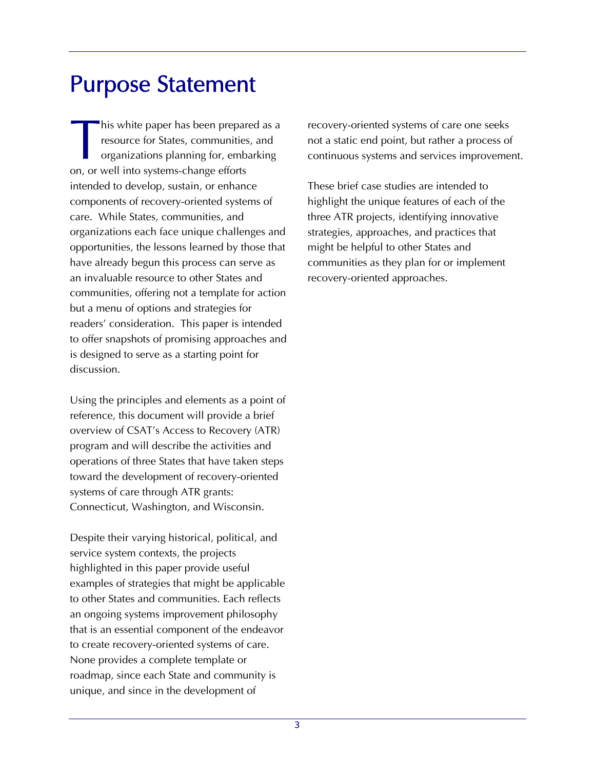# Purpose Statement

This white paper has been prepared as a resource for States, communities, and organizations planning for, embarking on, or well into systems-change efforts intended to develop, sustain, or enhance components of recovery-oriented systems of care. While States, communities, and organizations each face unique challenges and opportunities, the lessons learned by those that have already begun this process can serve as an invaluable resource to other States and communities, offering not a template for action but a menu of options and strategies for readers' consideration. This paper is intended to offer snapshots of promising approaches and is designed to serve as a starting point for discussion.

Using the principles and elements as a point of reference, this document will provide a brief overview of CSAT's Access to Recovery (ATR) program and will describe the activities and operations of three States that have taken steps toward the development of recovery-oriented systems of care through ATR grants: Connecticut, Washington, and Wisconsin.

Despite their varying historical, political, and service system contexts, the projects highlighted in this paper provide useful examples of strategies that might be applicable to other States and communities. Each reflects an ongoing systems improvement philosophy that is an essential component of the endeavor to create recovery-oriented systems of care. None provides a complete template or roadmap, since each State and community is unique, and since in the development of recovery-oriented systems of care one seeks not a static end point, but rather a process of continuous systems and services improvement.

These brief case studies are intended to highlight the unique features of each of the three ATR projects, identifying innovative strategies, approaches, and practices that might be helpful to other States and communities as they plan for or implement recovery-oriented approaches.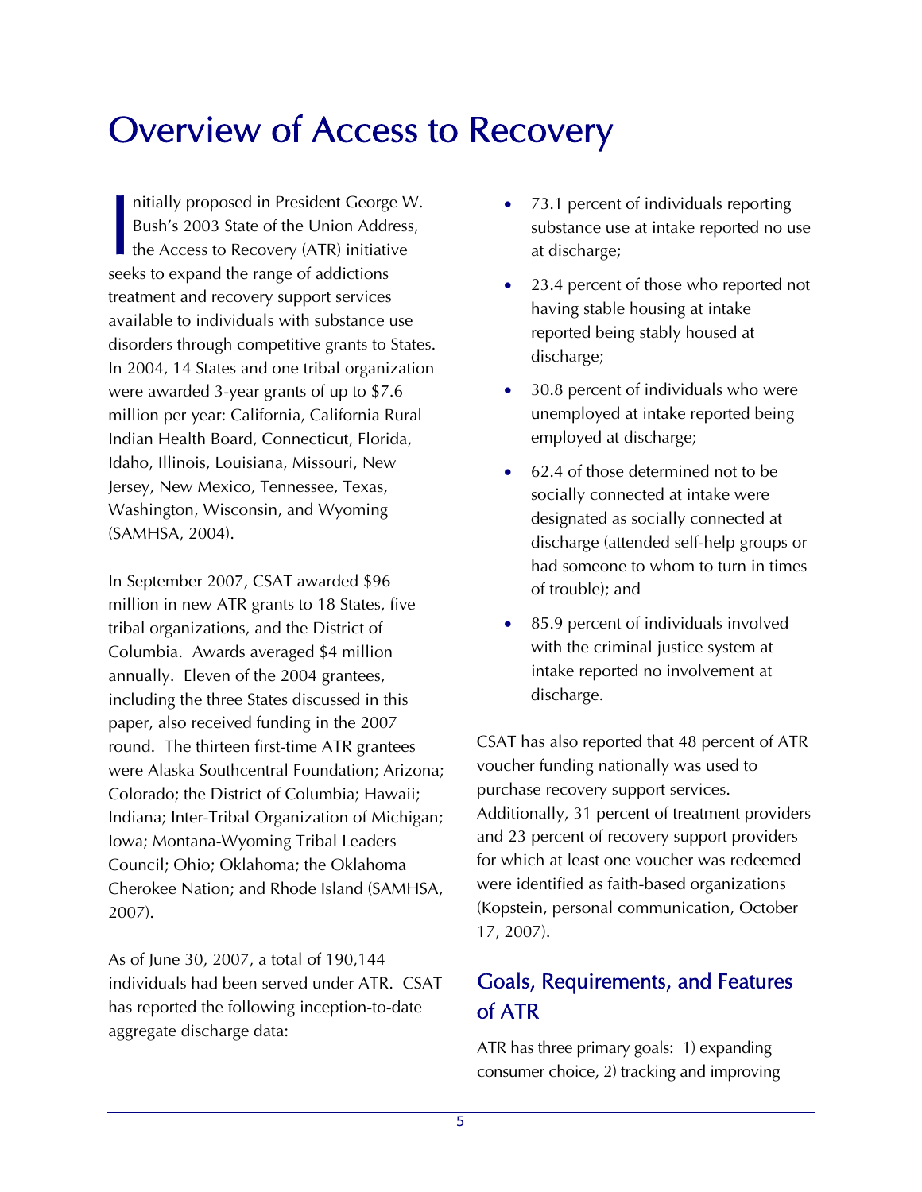# Overview of Access to Recovery

Initially proposed in President George W. Bush's 2003 State of the Union Address, the Access to Recovery (ATR) initiative seeks to expand the range of addictions treatment and recovery support services available to individuals with substance use disorders through competitive grants to States. In 2004, 14 States and one tribal organization were awarded 3-year grants of up to $7.6 million per year: California, California Rural Indian Health Board, Connecticut, Florida, Idaho, Illinois, Louisiana, Missouri, New Jersey, New Mexico, Tennessee, Texas, Washington, Wisconsin, and Wyoming (SAMHSA, 2004).

In September 2007, CSAT awarded $96 million in new ATR grants to 18 States, five tribal organizations, and the District of Columbia. Awards averaged $4 million annually. Eleven of the 2004 grantees, including the three States discussed in this paper, also received funding in the 2007 round. The thirteen first-time ATR grantees were Alaska Southcentral Foundation; Arizona; Colorado; the District of Columbia; Hawaii; Indiana; Inter-Tribal Organization of Michigan; Iowa; Montana-Wyoming Tribal Leaders Council; Ohio; Oklahoma; the Oklahoma Cherokee Nation; and Rhode Island (SAMHSA, 2007).

As of June 30, 2007, a total of 190,144 individuals had been served under ATR. CSAT has reported the following inception-to-date aggregate discharge data:

- 73.1 percent of individuals reporting substance use at intake reported no use at discharge;
- 23.4 percent of those who reported not having stable housing at intake reported being stably housed at discharge;
- 30.8 percent of individuals who were unemployed at intake reported being employed at discharge;
- 62.4 of those determined not to be socially connected at intake were designated as socially connected at discharge (attended self-help groups or had someone to whom to turn in times of trouble); and
- 85.9 percent of individuals involved with the criminal justice system at intake reported no involvement at discharge.

CSAT has also reported that 48 percent of ATR voucher funding nationally was used to purchase recovery support services. Additionally, 31 percent of treatment providers and 23 percent of recovery support providers for which at least one voucher was redeemed were identified as faith-based organizations (Kopstein, personal communication, October 17, 2007).

## Goals, Requirements, and Features of ATR

ATR has three primary goals: 1) expanding consumer choice, 2) tracking and improving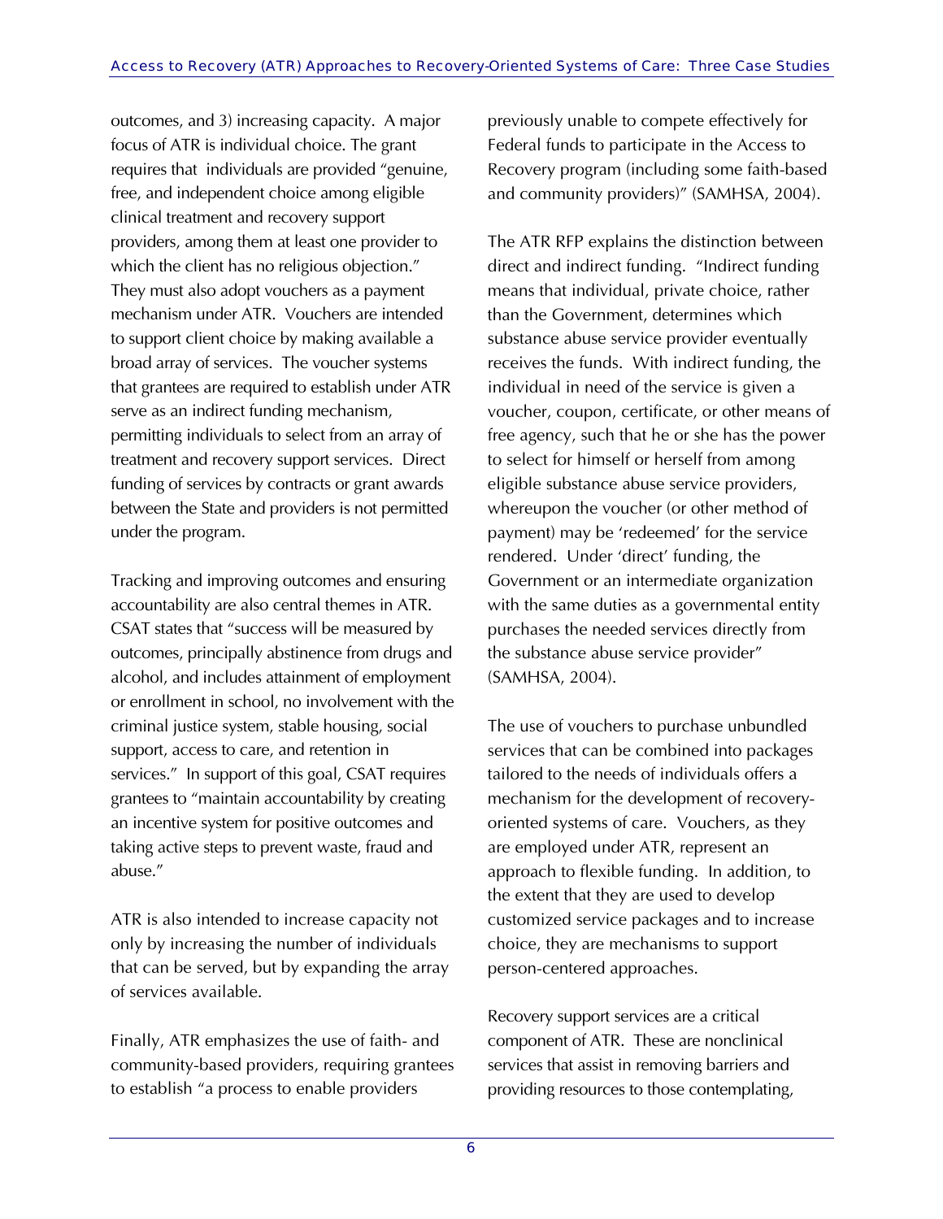outcomes, and 3) increasing capacity. A major focus of ATR is individual choice. The grant requires that individuals are provided "genuine, free, and independent choice among eligible clinical treatment and recovery support providers, among them at least one provider to which the client has no religious objection." They must also adopt vouchers as a payment mechanism under ATR. Vouchers are intended to support client choice by making available a broad array of services. The voucher systems that grantees are required to establish under ATR serve as an indirect funding mechanism, permitting individuals to select from an array of treatment and recovery support services. Direct funding of services by contracts or grant awards between the State and providers is not permitted under the program.

Tracking and improving outcomes and ensuring accountability are also central themes in ATR. CSAT states that "success will be measured by outcomes, principally abstinence from drugs and alcohol, and includes attainment of employment or enrollment in school, no involvement with the criminal justice system, stable housing, social support, access to care, and retention in services." In support of this goal, CSAT requires grantees to "maintain accountability by creating an incentive system for positive outcomes and taking active steps to prevent waste, fraud and abuse."

ATR is also intended to increase capacity not only by increasing the number of individuals that can be served, but by expanding the array of services available.

Finally, ATR emphasizes the use of faith- and community-based providers, requiring grantees to establish "a process to enable providers previously unable to compete effectively for Federal funds to participate in the Access to Recovery program (including some faith-based and community providers)" (SAMHSA, 2004).

The ATR RFP explains the distinction between direct and indirect funding. "Indirect funding means that individual, private choice, rather than the Government, determines which substance abuse service provider eventually receives the funds. With indirect funding, the individual in need of the service is given a voucher, coupon, certificate, or other means of free agency, such that he or she has the power to select for himself or herself from among eligible substance abuse service providers, whereupon the voucher (or other method of payment) may be 'redeemed' for the service rendered. Under 'direct' funding, the Government or an intermediate organization with the same duties as a governmental entity purchases the needed services directly from the substance abuse service provider" (SAMHSA, 2004).

The use of vouchers to purchase unbundled services that can be combined into packages tailored to the needs of individuals offers a mechanism for the development of recovery-oriented systems of care. Vouchers, as they are employed under ATR, represent an approach to flexible funding. In addition, to the extent that they are used to develop customized service packages and to increase choice, they are mechanisms to support person-centered approaches.

Recovery support services are a critical component of ATR. These are nonclinical services that assist in removing barriers and providing resources to those contemplating,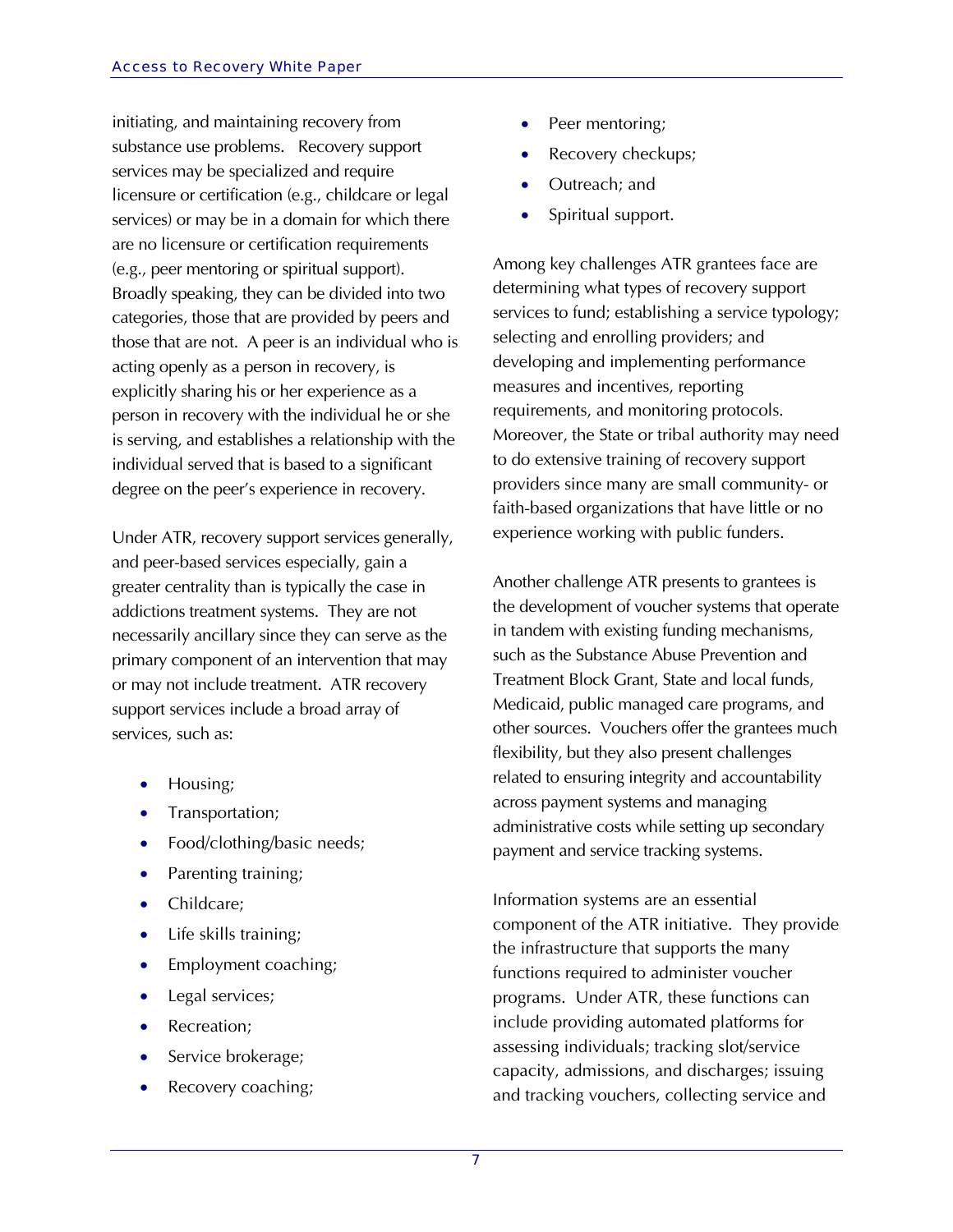initiating, and maintaining recovery from substance use problems. Recovery support services may be specialized and require licensure or certification (e.g., childcare or legal services) or may be in a domain for which there are no licensure or certification requirements (e.g., peer mentoring or spiritual support). Broadly speaking, they can be divided into two categories, those that are provided by peers and those that are not. A peer is an individual who is acting openly as a person in recovery, is explicitly sharing his or her experience as a person in recovery with the individual he or she is serving, and establishes a relationship with the individual served that is based to a significant degree on the peer's experience in recovery.

Under ATR, recovery support services generally, and peer-based services especially, gain a greater centrality than is typically the case in addictions treatment systems. They are not necessarily ancillary since they can serve as the primary component of an intervention that may or may not include treatment. ATR recovery support services include a broad array of services, such as:

- Housing;
- Transportation;
- Food/clothing/basic needs;
- Parenting training;
- Childcare;
- Life skills training;
- Employment coaching;
- Legal services;
- Recreation;
- Service brokerage;
- Recovery coaching;
- Peer mentoring;
- Recovery checkups;
- Outreach; and
- Spiritual support.

Among key challenges ATR grantees face are determining what types of recovery support services to fund; establishing a service typology; selecting and enrolling providers; and developing and implementing performance measures and incentives, reporting requirements, and monitoring protocols. Moreover, the State or tribal authority may need to do extensive training of recovery support providers since many are small community- or faith-based organizations that have little or no experience working with public funders.

Another challenge ATR presents to grantees is the development of voucher systems that operate in tandem with existing funding mechanisms, such as the Substance Abuse Prevention and Treatment Block Grant, State and local funds, Medicaid, public managed care programs, and other sources. Vouchers offer the grantees much flexibility, but they also present challenges related to ensuring integrity and accountability across payment systems and managing administrative costs while setting up secondary payment and service tracking systems.

Information systems are an essential component of the ATR initiative. They provide the infrastructure that supports the many functions required to administer voucher programs. Under ATR, these functions can include providing automated platforms for assessing individuals; tracking slot/service capacity, admissions, and discharges; issuing and tracking vouchers, collecting service and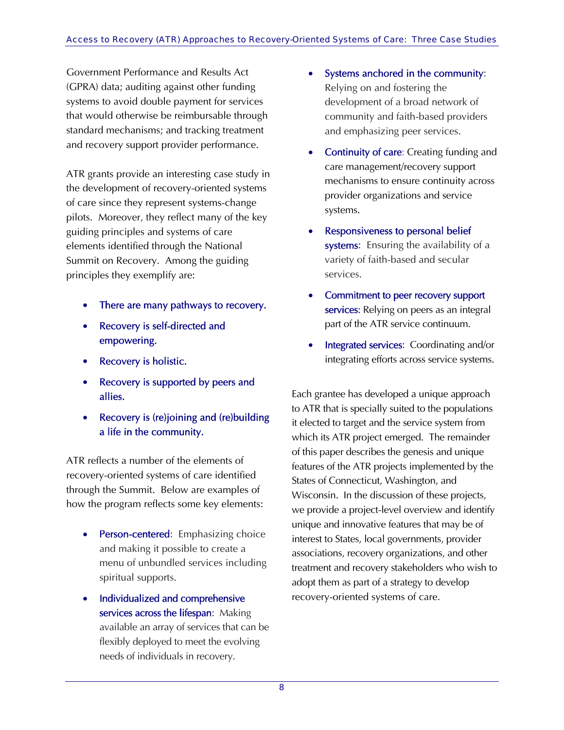Government Performance and Results Act (GPRA) data; auditing against other funding systems to avoid double payment for services that would otherwise be reimbursable through standard mechanisms; and tracking treatment and recovery support provider performance.

ATR grants provide an interesting case study in the development of recovery-oriented systems of care since they represent systems-change pilots. Moreover, they reflect many of the key guiding principles and systems of care elements identified through the National Summit on Recovery. Among the guiding principles they exemplify are:

- There are many pathways to recovery.
- Recovery is self-directed and empowering.
- Recovery is holistic.
- Recovery is supported by peers and allies.
- Recovery is (re)joining and (re)building a life in the community.

ATR reflects a number of the elements of recovery-oriented systems of care identified through the Summit. Below are examples of how the program reflects some key elements:

- Person-centered: Emphasizing choice and making it possible to create a menu of unbundled services including spiritual supports.
- Individualized and comprehensive services across the lifespan: Making available an array of services that can be flexibly deployed to meet the evolving needs of individuals in recovery.
- Systems anchored in the community: Relying on and fostering the development of a broad network of community and faith-based providers and emphasizing peer services.
- Continuity of care: Creating funding and care management/recovery support mechanisms to ensure continuity across provider organizations and service systems.
- Responsiveness to personal belief systems: Ensuring the availability of a variety of faith-based and secular services.
- Commitment to peer recovery support services: Relying on peers as an integral part of the ATR service continuum.
- Integrated services: Coordinating and/or integrating efforts across service systems.

Each grantee has developed a unique approach to ATR that is specially suited to the populations it elected to target and the service system from which its ATR project emerged. The remainder of this paper describes the genesis and unique features of the ATR projects implemented by the States of Connecticut, Washington, and Wisconsin. In the discussion of these projects, we provide a project-level overview and identify unique and innovative features that may be of interest to States, local governments, provider associations, recovery organizations, and other treatment and recovery stakeholders who wish to adopt them as part of a strategy to develop recovery-oriented systems of care.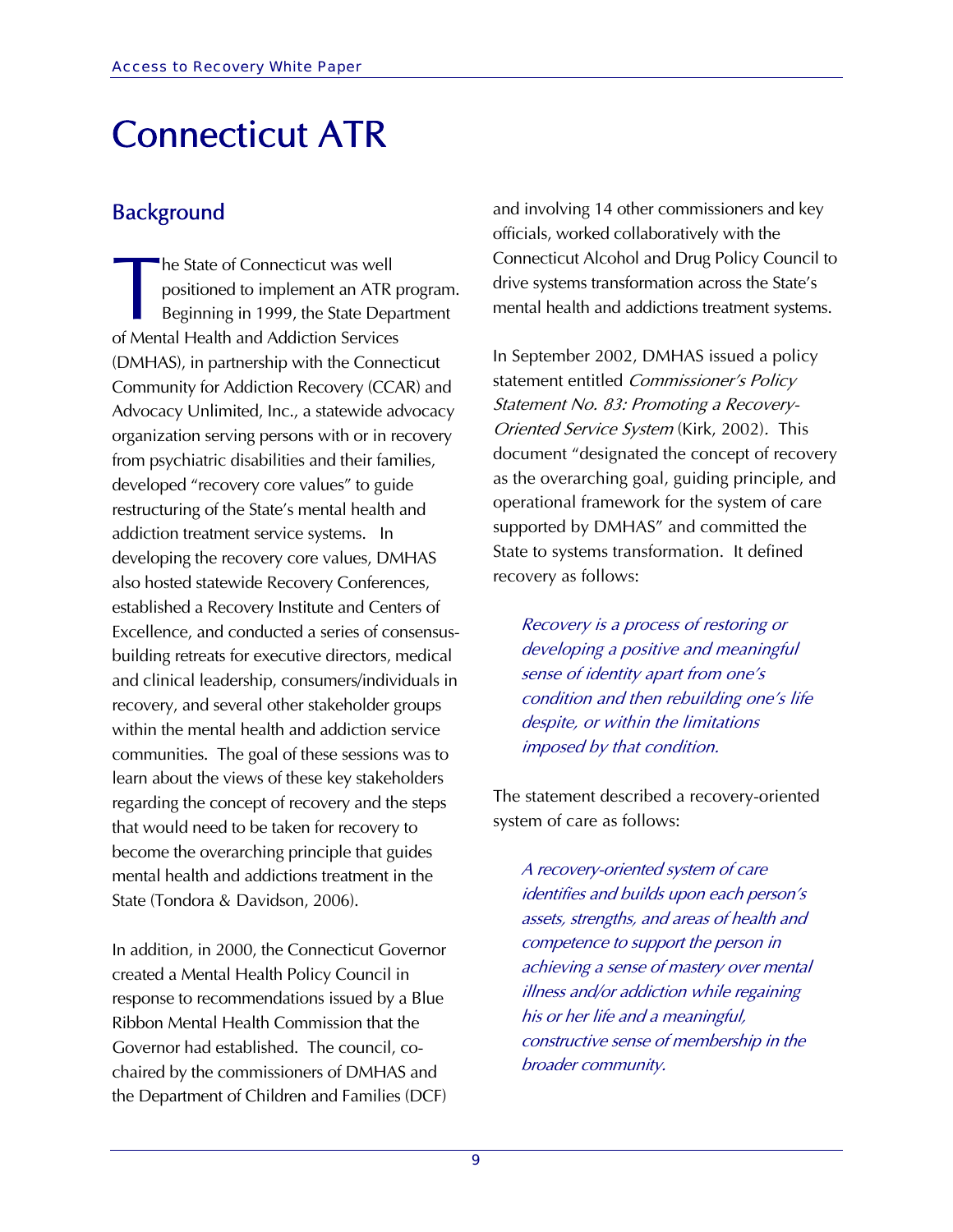# Connecticut ATR

## Background

The State of Connecticut was well positioned to implement an ATR program. Beginning in 1999, the State Department of Mental Health and Addiction Services (DMHAS), in partnership with the Connecticut Community for Addiction Recovery (CCAR) and Advocacy Unlimited, Inc., a statewide advocacy organization serving persons with or in recovery from psychiatric disabilities and their families, developed "recovery core values" to guide restructuring of the State's mental health and addiction treatment service systems. In developing the recovery core values, DMHAS also hosted statewide Recovery Conferences, established a Recovery Institute and Centers of Excellence, and conducted a series of consensus-building retreats for executive directors, medical and clinical leadership, consumers/individuals in recovery, and several other stakeholder groups within the mental health and addiction service communities. The goal of these sessions was to learn about the views of these key stakeholders regarding the concept of recovery and the steps that would need to be taken for recovery to become the overarching principle that guides mental health and addictions treatment in the State (Tondora & Davidson, 2006).

In addition, in 2000, the Connecticut Governor created a Mental Health Policy Council in response to recommendations issued by a Blue Ribbon Mental Health Commission that the Governor had established. The council, co-chaired by the commissioners of DMHAS and the Department of Children and Families (DCF) and involving 14 other commissioners and key officials, worked collaboratively with the Connecticut Alcohol and Drug Policy Council to drive systems transformation across the State's mental health and addictions treatment systems.

In September 2002, DMHAS issued a policy statement entitled *Commissioner's Policy Statement No. 83: Promoting a Recovery-Oriented Service System* (Kirk, 2002). This document "designated the concept of recovery as the overarching goal, guiding principle, and operational framework for the system of care supported by DMHAS" and committed the State to systems transformation. It defined recovery as follows:

> *Recovery is a process of restoring or developing a positive and meaningful sense of identity apart from one's condition and then rebuilding one's life despite, or within the limitations imposed by that condition.*

The statement described a recovery-oriented system of care as follows:

> *A recovery-oriented system of care identifies and builds upon each person's assets, strengths, and areas of health and competence to support the person in achieving a sense of mastery over mental illness and/or addiction while regaining his or her life and a meaningful, constructive sense of membership in the broader community.*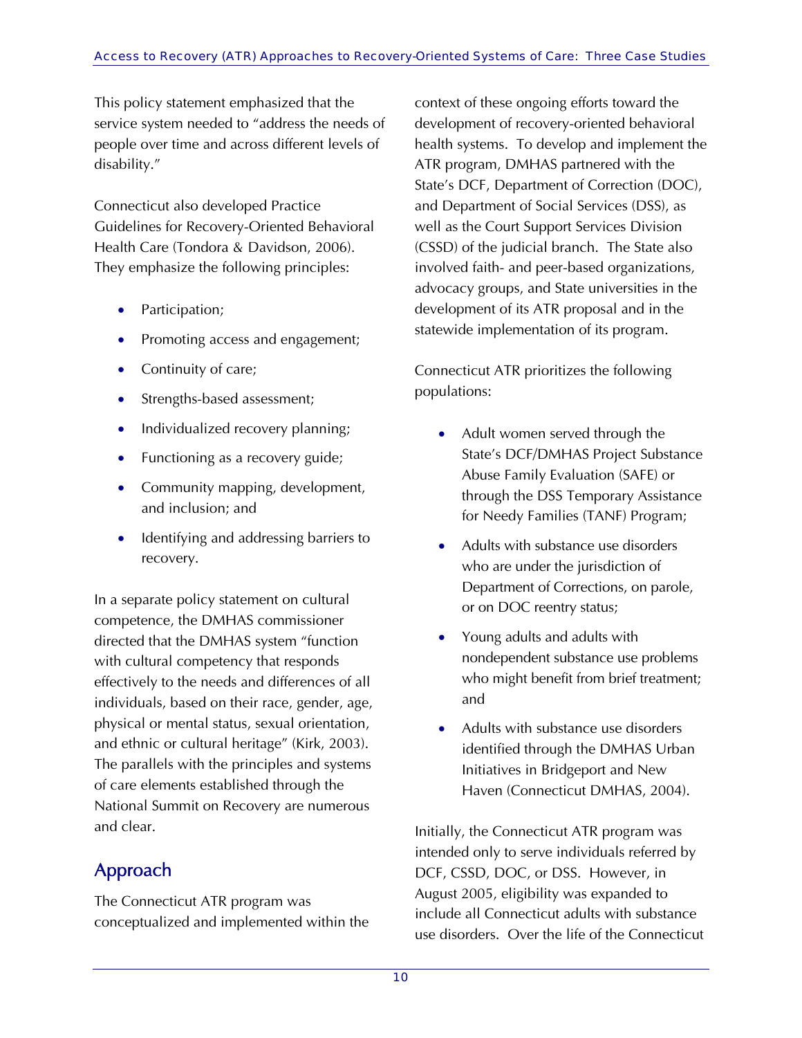This policy statement emphasized that the service system needed to "address the needs of people over time and across different levels of disability."

Connecticut also developed Practice Guidelines for Recovery-Oriented Behavioral Health Care (Tondora & Davidson, 2006). They emphasize the following principles:

- Participation;
- Promoting access and engagement;
- Continuity of care;
- Strengths-based assessment;
- Individualized recovery planning;
- Functioning as a recovery guide;
- Community mapping, development, and inclusion; and
- Identifying and addressing barriers to recovery.

In a separate policy statement on cultural competence, the DMHAS commissioner directed that the DMHAS system "function with cultural competency that responds effectively to the needs and differences of all individuals, based on their race, gender, age, physical or mental status, sexual orientation, and ethnic or cultural heritage" (Kirk, 2003). The parallels with the principles and systems of care elements established through the National Summit on Recovery are numerous and clear.

## Approach

The Connecticut ATR program was conceptualized and implemented within the context of these ongoing efforts toward the development of recovery-oriented behavioral health systems. To develop and implement the ATR program, DMHAS partnered with the State's DCF, Department of Correction (DOC), and Department of Social Services (DSS), as well as the Court Support Services Division (CSSD) of the judicial branch. The State also involved faith- and peer-based organizations, advocacy groups, and State universities in the development of its ATR proposal and in the statewide implementation of its program.

Connecticut ATR prioritizes the following populations:

- Adult women served through the State's DCF/DMHAS Project Substance Abuse Family Evaluation (SAFE) or through the DSS Temporary Assistance for Needy Families (TANF) Program;
- Adults with substance use disorders who are under the jurisdiction of Department of Corrections, on parole, or on DOC reentry status;
- Young adults and adults with nondependent substance use problems who might benefit from brief treatment; and
- Adults with substance use disorders identified through the DMHAS Urban Initiatives in Bridgeport and New Haven (Connecticut DMHAS, 2004).

Initially, the Connecticut ATR program was intended only to serve individuals referred by DCF, CSSD, DOC, or DSS. However, in August 2005, eligibility was expanded to include all Connecticut adults with substance use disorders. Over the life of the Connecticut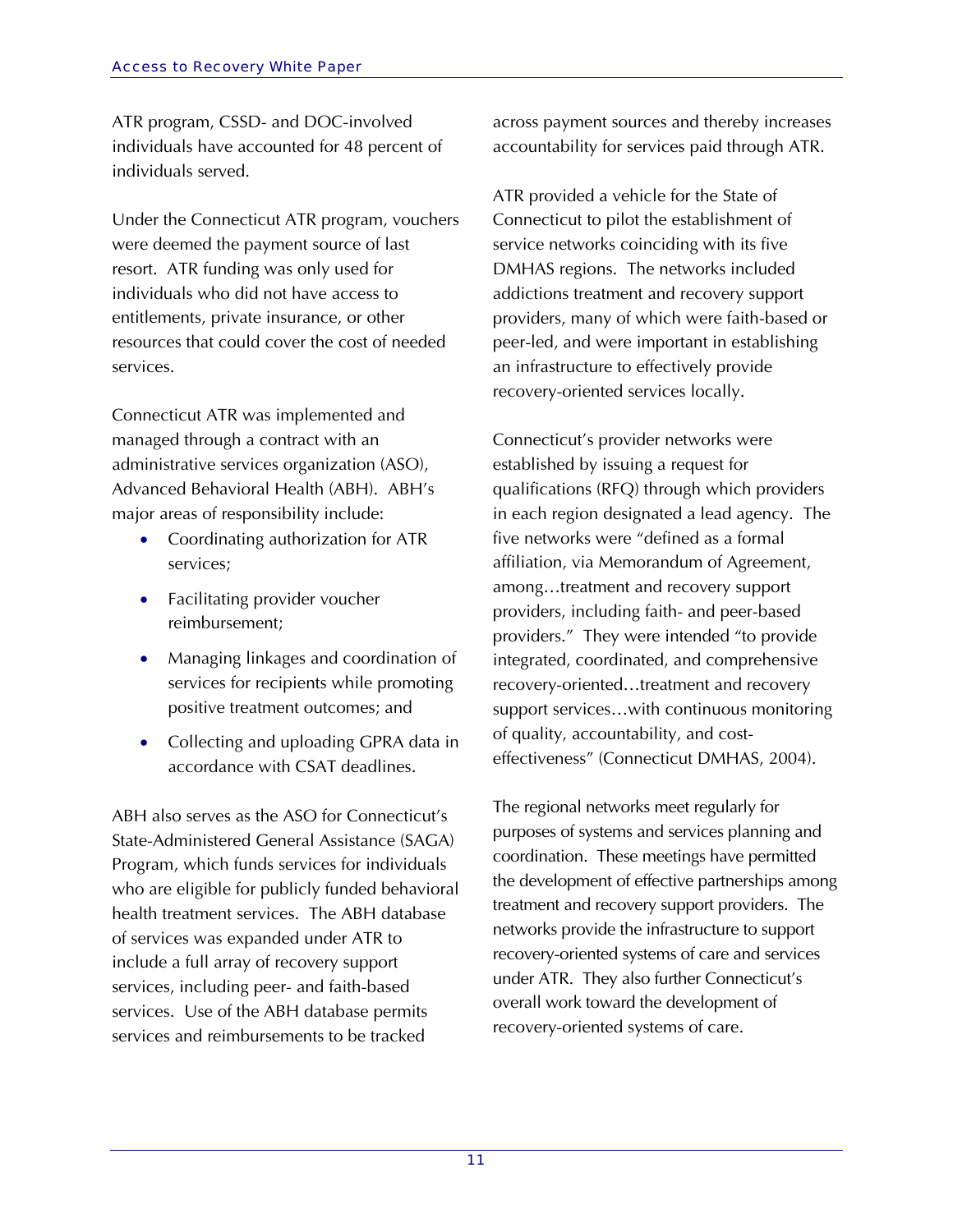ATR program, CSSD- and DOC-involved individuals have accounted for 48 percent of individuals served.

Under the Connecticut ATR program, vouchers were deemed the payment source of last resort. ATR funding was only used for individuals who did not have access to entitlements, private insurance, or other resources that could cover the cost of needed services.

Connecticut ATR was implemented and managed through a contract with an administrative services organization (ASO), Advanced Behavioral Health (ABH). ABH's major areas of responsibility include:

- Coordinating authorization for ATR services;
- Facilitating provider voucher reimbursement;
- Managing linkages and coordination of services for recipients while promoting positive treatment outcomes; and
- Collecting and uploading GPRA data in accordance with CSAT deadlines.

ABH also serves as the ASO for Connecticut's State-Administered General Assistance (SAGA) Program, which funds services for individuals who are eligible for publicly funded behavioral health treatment services. The ABH database of services was expanded under ATR to include a full array of recovery support services, including peer- and faith-based services. Use of the ABH database permits services and reimbursements to be tracked across payment sources and thereby increases accountability for services paid through ATR.

ATR provided a vehicle for the State of Connecticut to pilot the establishment of service networks coinciding with its five DMHAS regions. The networks included addictions treatment and recovery support providers, many of which were faith-based or peer-led, and were important in establishing an infrastructure to effectively provide recovery-oriented services locally.

Connecticut's provider networks were established by issuing a request for qualifications (RFQ) through which providers in each region designated a lead agency. The five networks were "defined as a formal affiliation, via Memorandum of Agreement, among…treatment and recovery support providers, including faith- and peer-based providers." They were intended "to provide integrated, coordinated, and comprehensive recovery-oriented…treatment and recovery support services…with continuous monitoring of quality, accountability, and cost-effectiveness" (Connecticut DMHAS, 2004).

The regional networks meet regularly for purposes of systems and services planning and coordination. These meetings have permitted the development of effective partnerships among treatment and recovery support providers. The networks provide the infrastructure to support recovery-oriented systems of care and services under ATR. They also further Connecticut's overall work toward the development of recovery-oriented systems of care.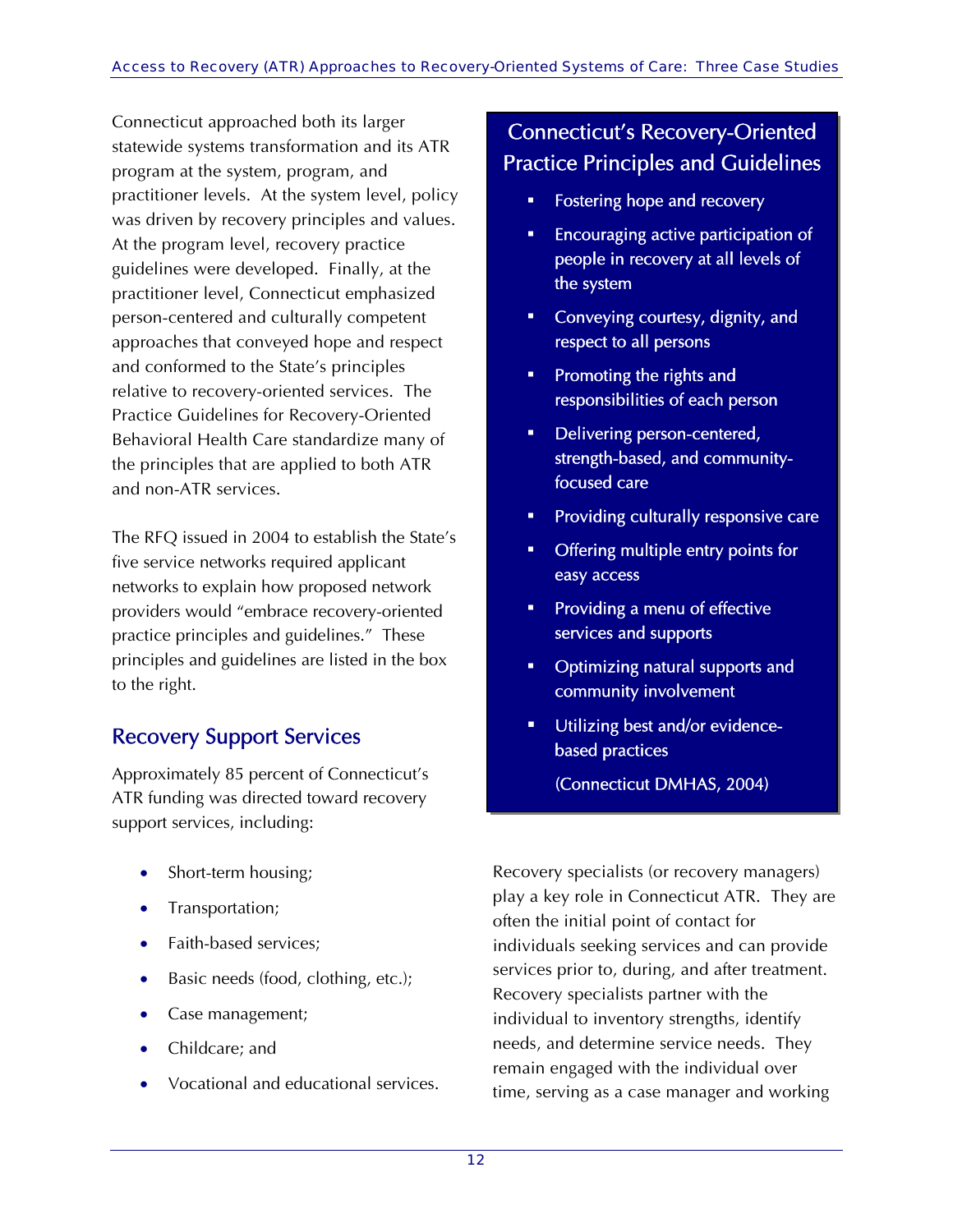Connecticut approached both its larger statewide systems transformation and its ATR program at the system, program, and practitioner levels. At the system level, policy was driven by recovery principles and values. At the program level, recovery practice guidelines were developed. Finally, at the practitioner level, Connecticut emphasized person-centered and culturally competent approaches that conveyed hope and respect and conformed to the State's principles relative to recovery-oriented services. The Practice Guidelines for Recovery-Oriented Behavioral Health Care standardize many of the principles that are applied to both ATR and non-ATR services.

The RFQ issued in 2004 to establish the State's five service networks required applicant networks to explain how proposed network providers would "embrace recovery-oriented practice principles and guidelines." These principles and guidelines are listed in the box to the right.

### Connecticut's Recovery-Oriented Practice Principles and Guidelines

- Fostering hope and recovery
- Encouraging active participation of people in recovery at all levels of the system
- Conveying courtesy, dignity, and respect to all persons
- Promoting the rights and responsibilities of each person
- Delivering person-centered, strength-based, and community-focused care
- Providing culturally responsive care
- Offering multiple entry points for easy access
- Providing a menu of effective services and supports
- Optimizing natural supports and community involvement
- Utilizing best and/or evidence-based practices

(Connecticut DMHAS, 2004)

## Recovery Support Services

Approximately 85 percent of Connecticut's ATR funding was directed toward recovery support services, including:

- Short-term housing;
- Transportation;
- Faith-based services;
- Basic needs (food, clothing, etc.);
- Case management;
- Childcare; and
- Vocational and educational services.

Recovery specialists (or recovery managers) play a key role in Connecticut ATR. They are often the initial point of contact for individuals seeking services and can provide services prior to, during, and after treatment. Recovery specialists partner with the individual to inventory strengths, identify needs, and determine service needs. They remain engaged with the individual over time, serving as a case manager and working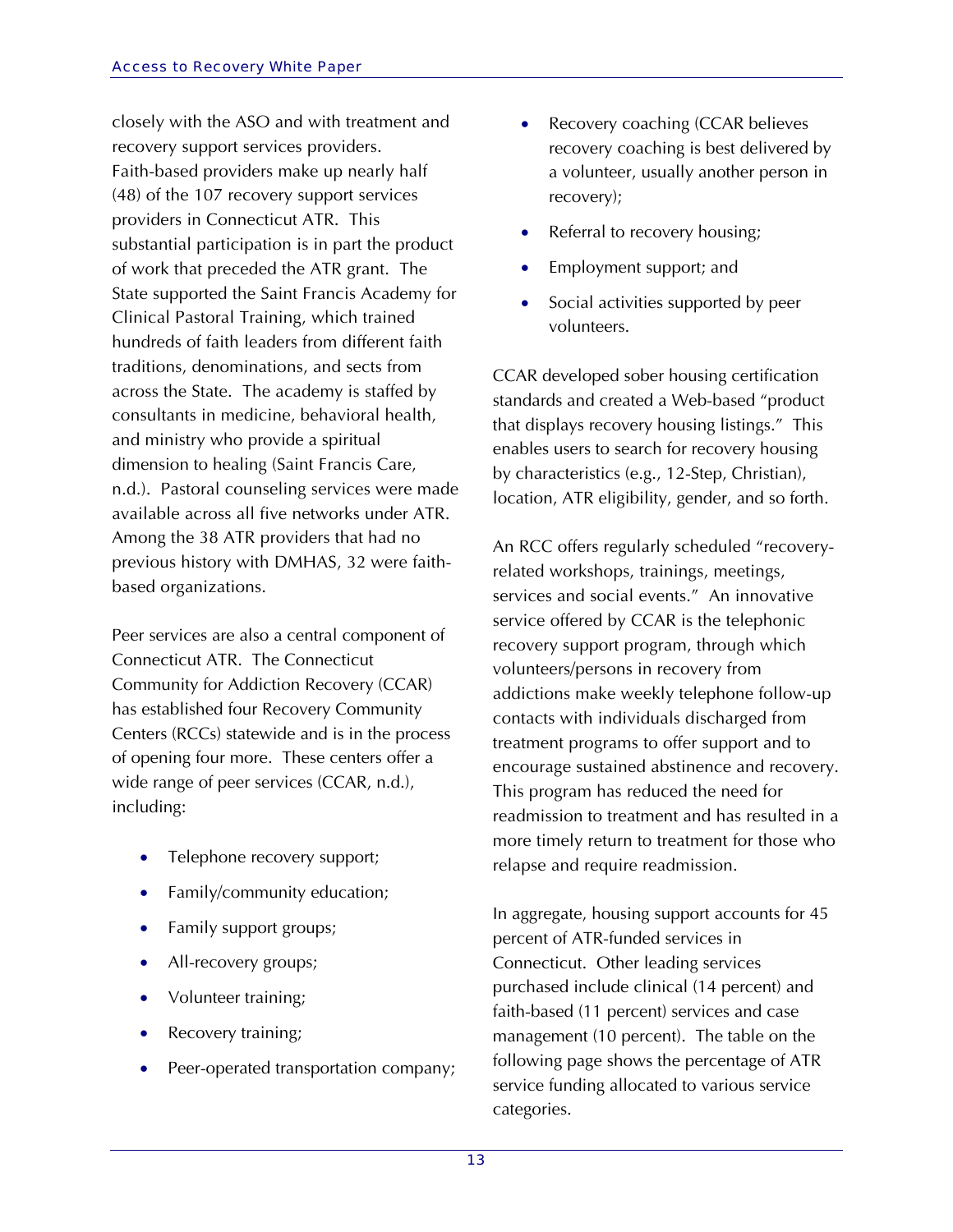closely with the ASO and with treatment and recovery support services providers. Faith-based providers make up nearly half (48) of the 107 recovery support services providers in Connecticut ATR. This substantial participation is in part the product of work that preceded the ATR grant. The State supported the Saint Francis Academy for Clinical Pastoral Training, which trained hundreds of faith leaders from different faith traditions, denominations, and sects from across the State. The academy is staffed by consultants in medicine, behavioral health, and ministry who provide a spiritual dimension to healing (Saint Francis Care, n.d.). Pastoral counseling services were made available across all five networks under ATR. Among the 38 ATR providers that had no previous history with DMHAS, 32 were faith-based organizations.

Peer services are also a central component of Connecticut ATR. The Connecticut Community for Addiction Recovery (CCAR) has established four Recovery Community Centers (RCCs) statewide and is in the process of opening four more. These centers offer a wide range of peer services (CCAR, n.d.), including:

- Telephone recovery support;
- Family/community education;
- Family support groups;
- All-recovery groups;
- Volunteer training;
- Recovery training;
- Peer-operated transportation company;
- Recovery coaching (CCAR believes recovery coaching is best delivered by a volunteer, usually another person in recovery);
- Referral to recovery housing;
- Employment support; and
- Social activities supported by peer volunteers.

CCAR developed sober housing certification standards and created a Web-based "product that displays recovery housing listings." This enables users to search for recovery housing by characteristics (e.g., 12-Step, Christian), location, ATR eligibility, gender, and so forth.

An RCC offers regularly scheduled "recovery-related workshops, trainings, meetings, services and social events." An innovative service offered by CCAR is the telephonic recovery support program, through which volunteers/persons in recovery from addictions make weekly telephone follow-up contacts with individuals discharged from treatment programs to offer support and to encourage sustained abstinence and recovery. This program has reduced the need for readmission to treatment and has resulted in a more timely return to treatment for those who relapse and require readmission.

In aggregate, housing support accounts for 45 percent of ATR-funded services in Connecticut. Other leading services purchased include clinical (14 percent) and faith-based (11 percent) services and case management (10 percent). The table on the following page shows the percentage of ATR service funding allocated to various service categories.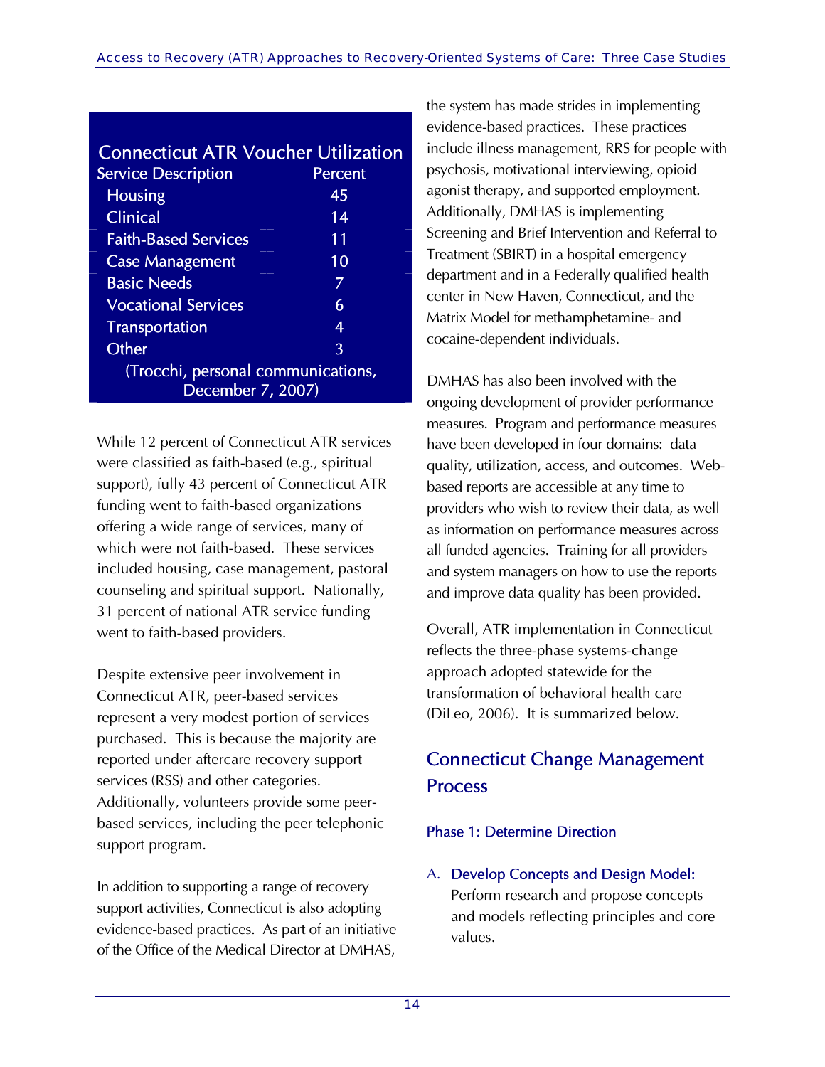| Connecticut ATR Voucher Utilization | |
|---|---|
| Service Description | Percent |
| Housing | 45 |
| Clinical | 14 |
| Faith-Based Services | 11 |
| Case Management | 10 |
| Basic Needs | 7 |
| Vocational Services | 6 |
| Transportation | 4 |
| Other | 3 |

(Trocchi, personal communications, December 7, 2007)

While 12 percent of Connecticut ATR services were classified as faith-based (e.g., spiritual support), fully 43 percent of Connecticut ATR funding went to faith-based organizations offering a wide range of services, many of which were not faith-based. These services included housing, case management, pastoral counseling and spiritual support. Nationally, 31 percent of national ATR service funding went to faith-based providers.

Despite extensive peer involvement in Connecticut ATR, peer-based services represent a very modest portion of services purchased. This is because the majority are reported under aftercare recovery support services (RSS) and other categories. Additionally, volunteers provide some peer-based services, including the peer telephonic support program.

In addition to supporting a range of recovery support activities, Connecticut is also adopting evidence-based practices. As part of an initiative of the Office of the Medical Director at DMHAS, the system has made strides in implementing evidence-based practices. These practices include illness management, RRS for people with psychosis, motivational interviewing, opioid agonist therapy, and supported employment. Additionally, DMHAS is implementing Screening and Brief Intervention and Referral to Treatment (SBIRT) in a hospital emergency department and in a Federally qualified health center in New Haven, Connecticut, and the Matrix Model for methamphetamine- and cocaine-dependent individuals.

DMHAS has also been involved with the ongoing development of provider performance measures. Program and performance measures have been developed in four domains: data quality, utilization, access, and outcomes. Web-based reports are accessible at any time to providers who wish to review their data, as well as information on performance measures across all funded agencies. Training for all providers and system managers on how to use the reports and improve data quality has been provided.

Overall, ATR implementation in Connecticut reflects the three-phase systems-change approach adopted statewide for the transformation of behavioral health care (DiLeo, 2006). It is summarized below.

## Connecticut Change Management Process

### Phase 1: Determine Direction

A. **Develop Concepts and Design Model:** Perform research and propose concepts and models reflecting principles and core values.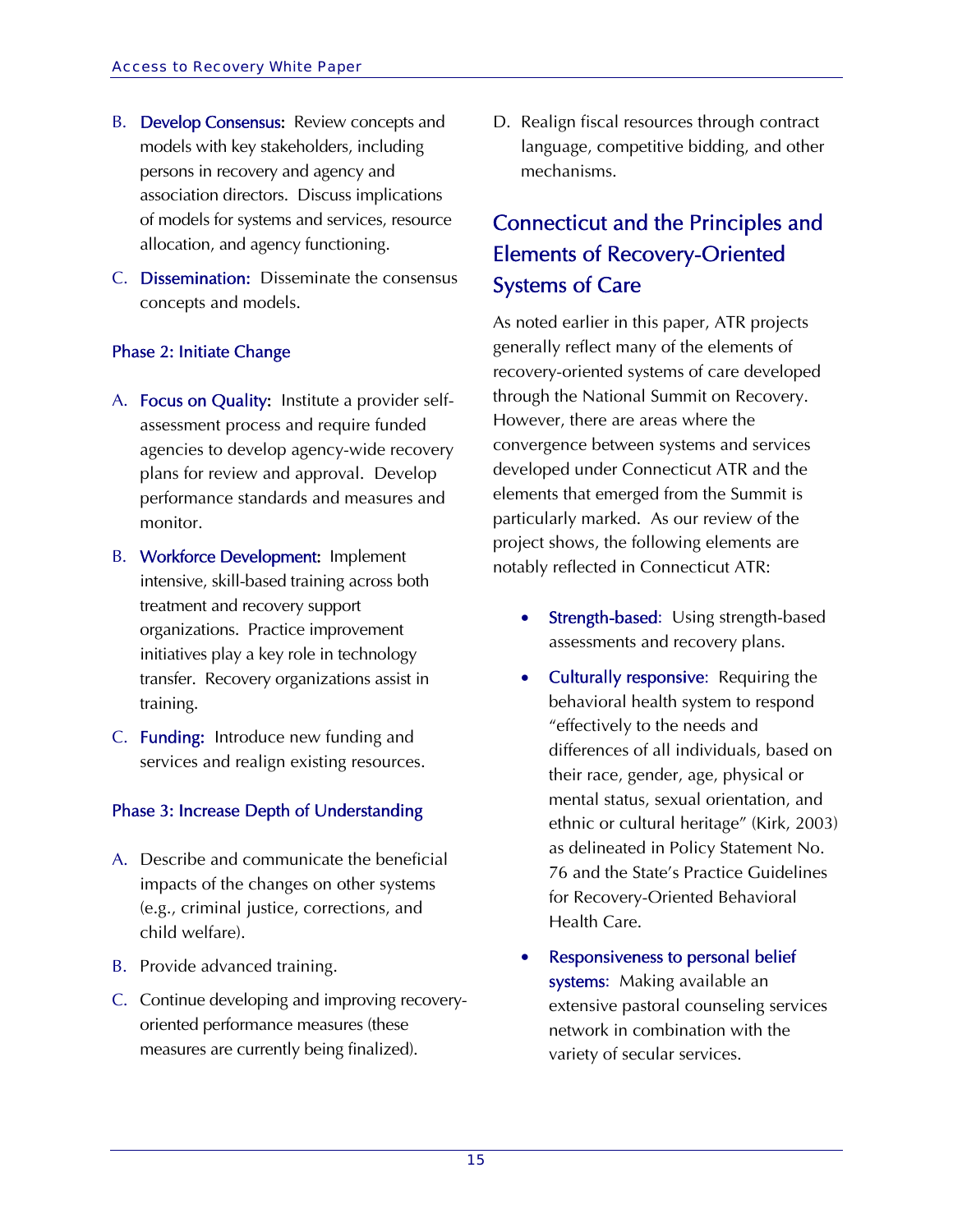B. **Develop Consensus:** Review concepts and models with key stakeholders, including persons in recovery and agency and association directors. Discuss implications of models for systems and services, resource allocation, and agency functioning.

C. **Dissemination:** Disseminate the consensus concepts and models.

### Phase 2: Initiate Change

A. **Focus on Quality:** Institute a provider self-assessment process and require funded agencies to develop agency-wide recovery plans for review and approval. Develop performance standards and measures and monitor.

B. **Workforce Development:** Implement intensive, skill-based training across both treatment and recovery support organizations. Practice improvement initiatives play a key role in technology transfer. Recovery organizations assist in training.

C. **Funding:** Introduce new funding and services and realign existing resources.

### Phase 3: Increase Depth of Understanding

A. Describe and communicate the beneficial impacts of the changes on other systems (e.g., criminal justice, corrections, and child welfare).

B. Provide advanced training.

C. Continue developing and improving recovery-oriented performance measures (these measures are currently being finalized).

D. Realign fiscal resources through contract language, competitive bidding, and other mechanisms.

## Connecticut and the Principles and Elements of Recovery-Oriented Systems of Care

As noted earlier in this paper, ATR projects generally reflect many of the elements of recovery-oriented systems of care developed through the National Summit on Recovery. However, there are areas where the convergence between systems and services developed under Connecticut ATR and the elements that emerged from the Summit is particularly marked. As our review of the project shows, the following elements are notably reflected in Connecticut ATR:

- **Strength-based:** Using strength-based assessments and recovery plans.
- **Culturally responsive:** Requiring the behavioral health system to respond "effectively to the needs and differences of all individuals, based on their race, gender, age, physical or mental status, sexual orientation, and ethnic or cultural heritage" (Kirk, 2003) as delineated in Policy Statement No. 76 and the State's Practice Guidelines for Recovery-Oriented Behavioral Health Care.
- **Responsiveness to personal belief systems:** Making available an extensive pastoral counseling services network in combination with the variety of secular services.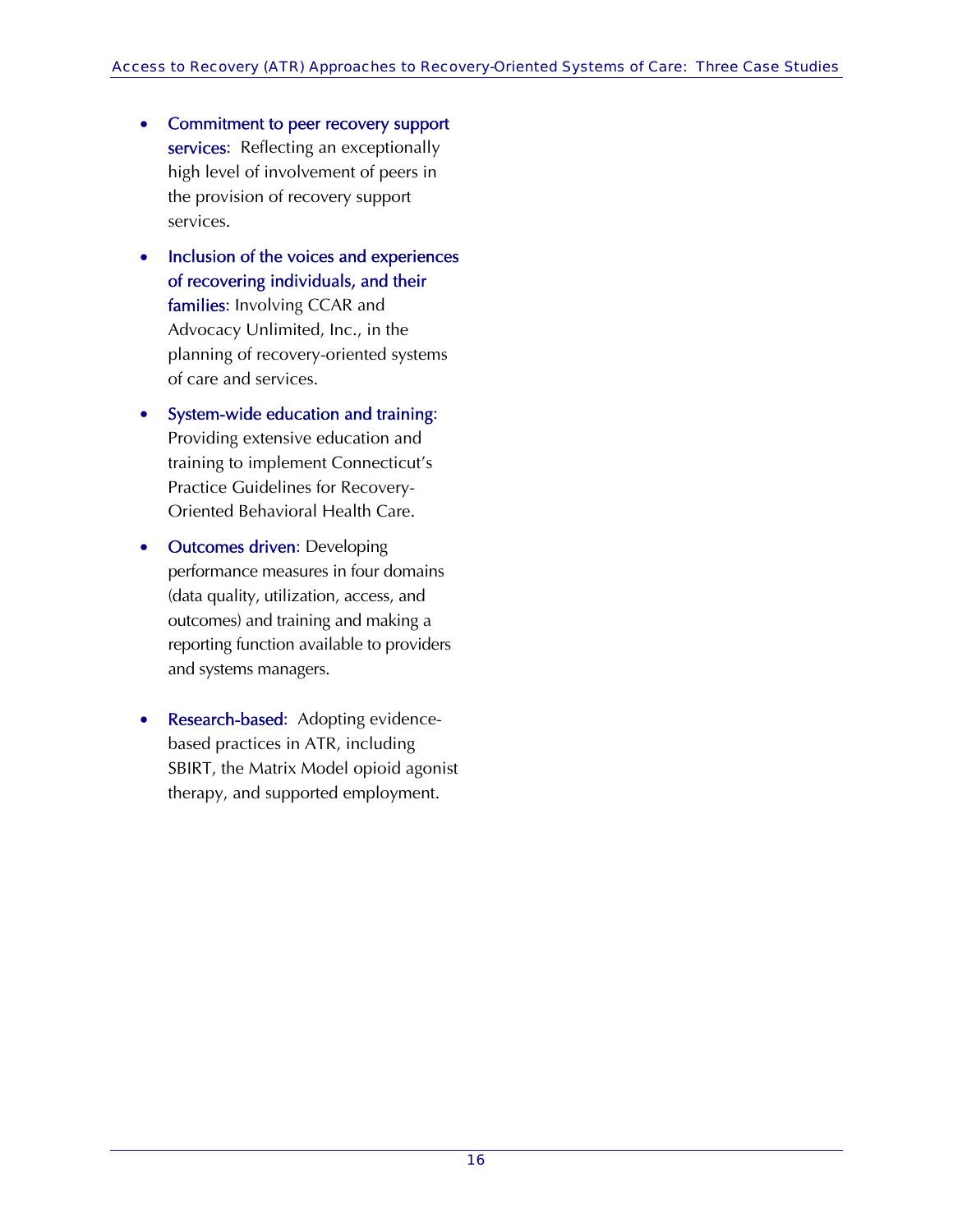- **Commitment to peer recovery support services**: Reflecting an exceptionally high level of involvement of peers in the provision of recovery support services.
- **Inclusion of the voices and experiences of recovering individuals, and their families**: Involving CCAR and Advocacy Unlimited, Inc., in the planning of recovery-oriented systems of care and services.
- **System-wide education and training**: Providing extensive education and training to implement Connecticut's Practice Guidelines for Recovery-Oriented Behavioral Health Care.
- **Outcomes driven**: Developing performance measures in four domains (data quality, utilization, access, and outcomes) and training and making a reporting function available to providers and systems managers.
- **Research-based**: Adopting evidence-based practices in ATR, including SBIRT, the Matrix Model opioid agonist therapy, and supported employment.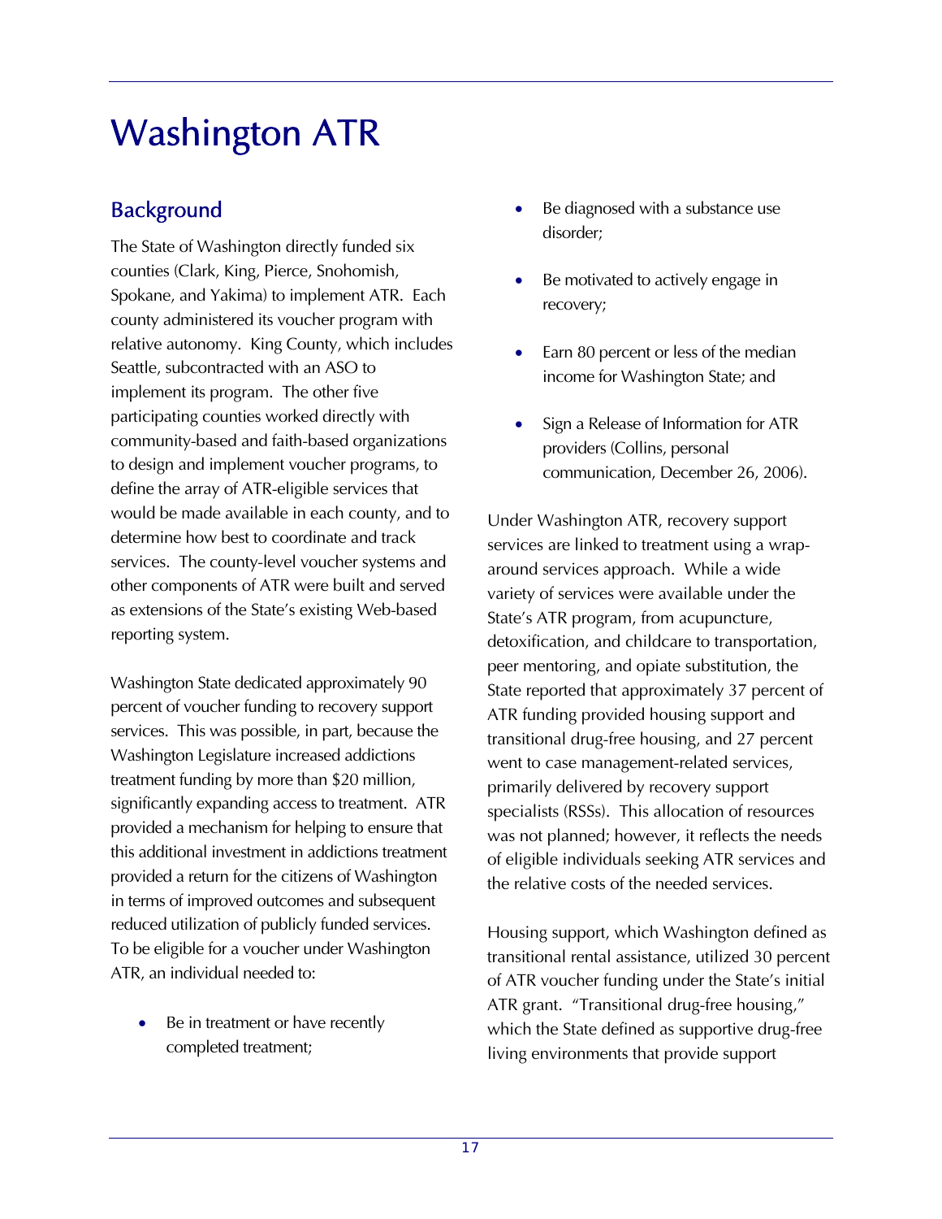# Washington ATR

## Background

The State of Washington directly funded six counties (Clark, King, Pierce, Snohomish, Spokane, and Yakima) to implement ATR. Each county administered its voucher program with relative autonomy. King County, which includes Seattle, subcontracted with an ASO to implement its program. The other five participating counties worked directly with community-based and faith-based organizations to design and implement voucher programs, to define the array of ATR-eligible services that would be made available in each county, and to determine how best to coordinate and track services. The county-level voucher systems and other components of ATR were built and served as extensions of the State's existing Web-based reporting system.

Washington State dedicated approximately 90 percent of voucher funding to recovery support services. This was possible, in part, because the Washington Legislature increased addictions treatment funding by more than $20 million, significantly expanding access to treatment. ATR provided a mechanism for helping to ensure that this additional investment in addictions treatment provided a return for the citizens of Washington in terms of improved outcomes and subsequent reduced utilization of publicly funded services. To be eligible for a voucher under Washington ATR, an individual needed to:

- Be in treatment or have recently completed treatment;
- Be diagnosed with a substance use disorder;
- Be motivated to actively engage in recovery;
- Earn 80 percent or less of the median income for Washington State; and
- Sign a Release of Information for ATR providers (Collins, personal communication, December 26, 2006).

Under Washington ATR, recovery support services are linked to treatment using a wrap-around services approach. While a wide variety of services were available under the State's ATR program, from acupuncture, detoxification, and childcare to transportation, peer mentoring, and opiate substitution, the State reported that approximately 37 percent of ATR funding provided housing support and transitional drug-free housing, and 27 percent went to case management-related services, primarily delivered by recovery support specialists (RSSs). This allocation of resources was not planned; however, it reflects the needs of eligible individuals seeking ATR services and the relative costs of the needed services.

Housing support, which Washington defined as transitional rental assistance, utilized 30 percent of ATR voucher funding under the State's initial ATR grant. "Transitional drug-free housing," which the State defined as supportive drug-free living environments that provide support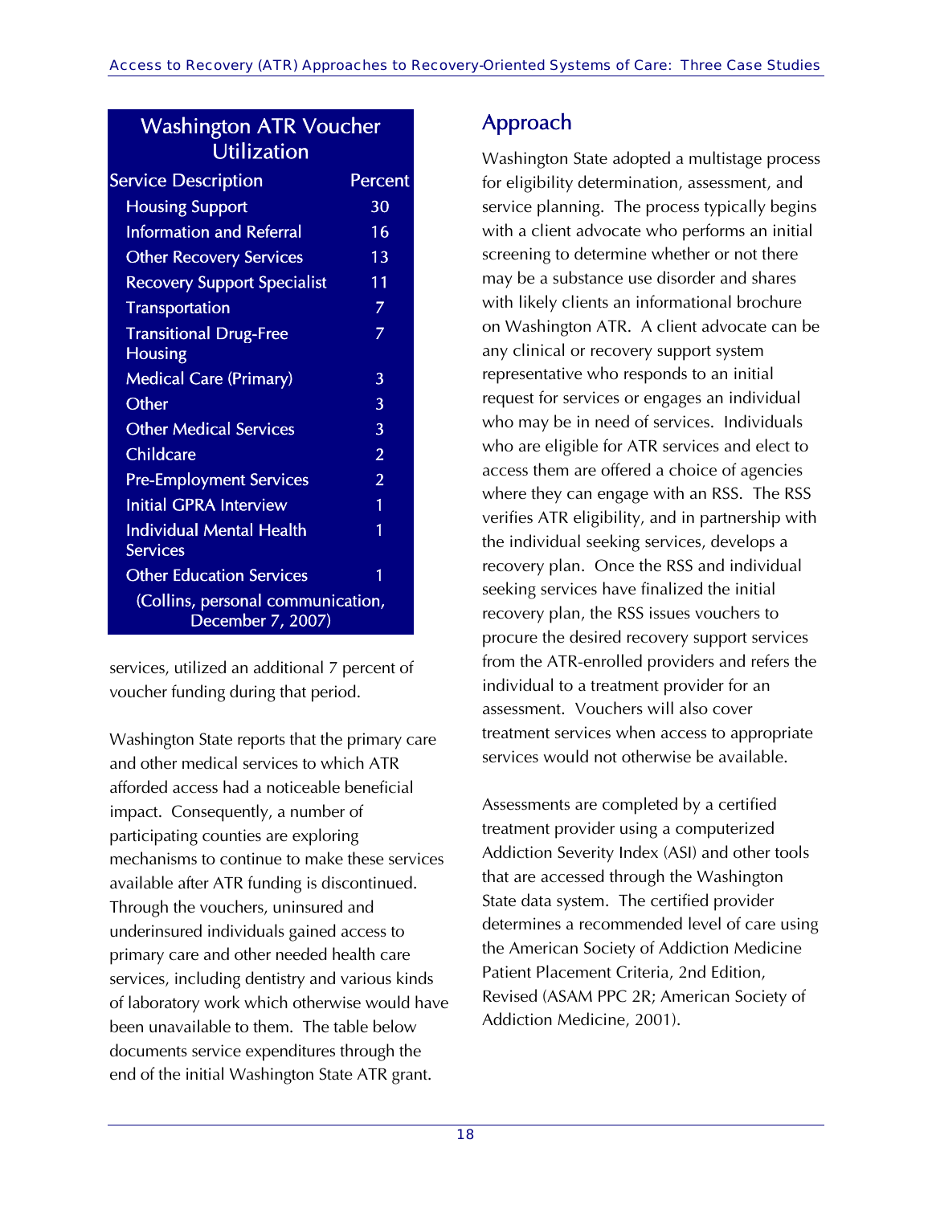| Washington ATR Voucher Utilization | |
|---|---|
| Service Description | Percent |
| Housing Support | 30 |
| Information and Referral | 16 |
| Other Recovery Services | 13 |
| Recovery Support Specialist | 11 |
| Transportation | 7 |
| Transitional Drug-Free Housing | 7 |
| Medical Care (Primary) | 3 |
| Other | 3 |
| Other Medical Services | 3 |
| Childcare | 2 |
| Pre-Employment Services | 2 |
| Initial GPRA Interview | 1 |
| Individual Mental Health Services | 1 |
| Other Education Services | 1 |

(Collins, personal communication, December 7, 2007)

services, utilized an additional 7 percent of voucher funding during that period.

Washington State reports that the primary care and other medical services to which ATR afforded access had a noticeable beneficial impact. Consequently, a number of participating counties are exploring mechanisms to continue to make these services available after ATR funding is discontinued. Through the vouchers, uninsured and underinsured individuals gained access to primary care and other needed health care services, including dentistry and various kinds of laboratory work which otherwise would have been unavailable to them. The table below documents service expenditures through the end of the initial Washington State ATR grant.

## Approach

Washington State adopted a multistage process for eligibility determination, assessment, and service planning. The process typically begins with a client advocate who performs an initial screening to determine whether or not there may be a substance use disorder and shares with likely clients an informational brochure on Washington ATR. A client advocate can be any clinical or recovery support system representative who responds to an initial request for services or engages an individual who may be in need of services. Individuals who are eligible for ATR services and elect to access them are offered a choice of agencies where they can engage with an RSS. The RSS verifies ATR eligibility, and in partnership with the individual seeking services, develops a recovery plan. Once the RSS and individual seeking services have finalized the initial recovery plan, the RSS issues vouchers to procure the desired recovery support services from the ATR-enrolled providers and refers the individual to a treatment provider for an assessment. Vouchers will also cover treatment services when access to appropriate services would not otherwise be available.

Assessments are completed by a certified treatment provider using a computerized Addiction Severity Index (ASI) and other tools that are accessed through the Washington State data system. The certified provider determines a recommended level of care using the American Society of Addiction Medicine Patient Placement Criteria, 2nd Edition, Revised (ASAM PPC 2R; American Society of Addiction Medicine, 2001).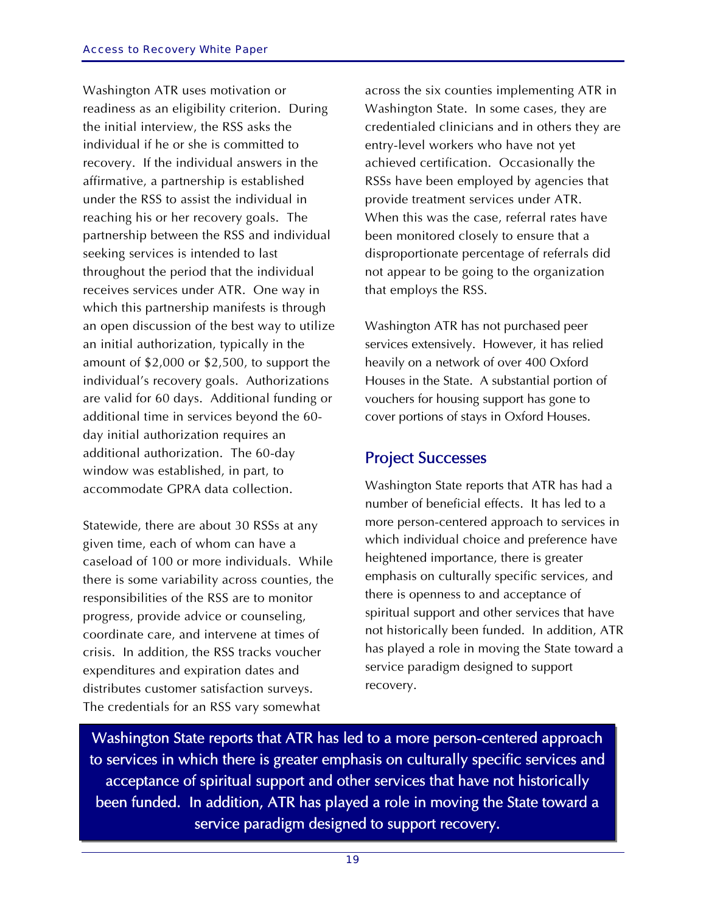Washington ATR uses motivation or readiness as an eligibility criterion. During the initial interview, the RSS asks the individual if he or she is committed to recovery. If the individual answers in the affirmative, a partnership is established under the RSS to assist the individual in reaching his or her recovery goals. The partnership between the RSS and individual seeking services is intended to last throughout the period that the individual receives services under ATR. One way in which this partnership manifests is through an open discussion of the best way to utilize an initial authorization, typically in the amount of $2,000 or $2,500, to support the individual's recovery goals. Authorizations are valid for 60 days. Additional funding or additional time in services beyond the 60-day initial authorization requires an additional authorization. The 60-day window was established, in part, to accommodate GPRA data collection.

Statewide, there are about 30 RSSs at any given time, each of whom can have a caseload of 100 or more individuals. While there is some variability across counties, the responsibilities of the RSS are to monitor progress, provide advice or counseling, coordinate care, and intervene at times of crisis. In addition, the RSS tracks voucher expenditures and expiration dates and distributes customer satisfaction surveys. The credentials for an RSS vary somewhat across the six counties implementing ATR in Washington State. In some cases, they are credentialed clinicians and in others they are entry-level workers who have not yet achieved certification. Occasionally the RSSs have been employed by agencies that provide treatment services under ATR. When this was the case, referral rates have been monitored closely to ensure that a disproportionate percentage of referrals did not appear to be going to the organization that employs the RSS.

Washington ATR has not purchased peer services extensively. However, it has relied heavily on a network of over 400 Oxford Houses in the State. A substantial portion of vouchers for housing support has gone to cover portions of stays in Oxford Houses.

## Project Successes

Washington State reports that ATR has had a number of beneficial effects. It has led to a more person-centered approach to services in which individual choice and preference have heightened importance, there is greater emphasis on culturally specific services, and there is openness to and acceptance of spiritual support and other services that have not historically been funded. In addition, ATR has played a role in moving the State toward a service paradigm designed to support recovery.

> Washington State reports that ATR has led to a more person-centered approach to services in which there is greater emphasis on culturally specific services and acceptance of spiritual support and other services that have not historically been funded. In addition, ATR has played a role in moving the State toward a service paradigm designed to support recovery.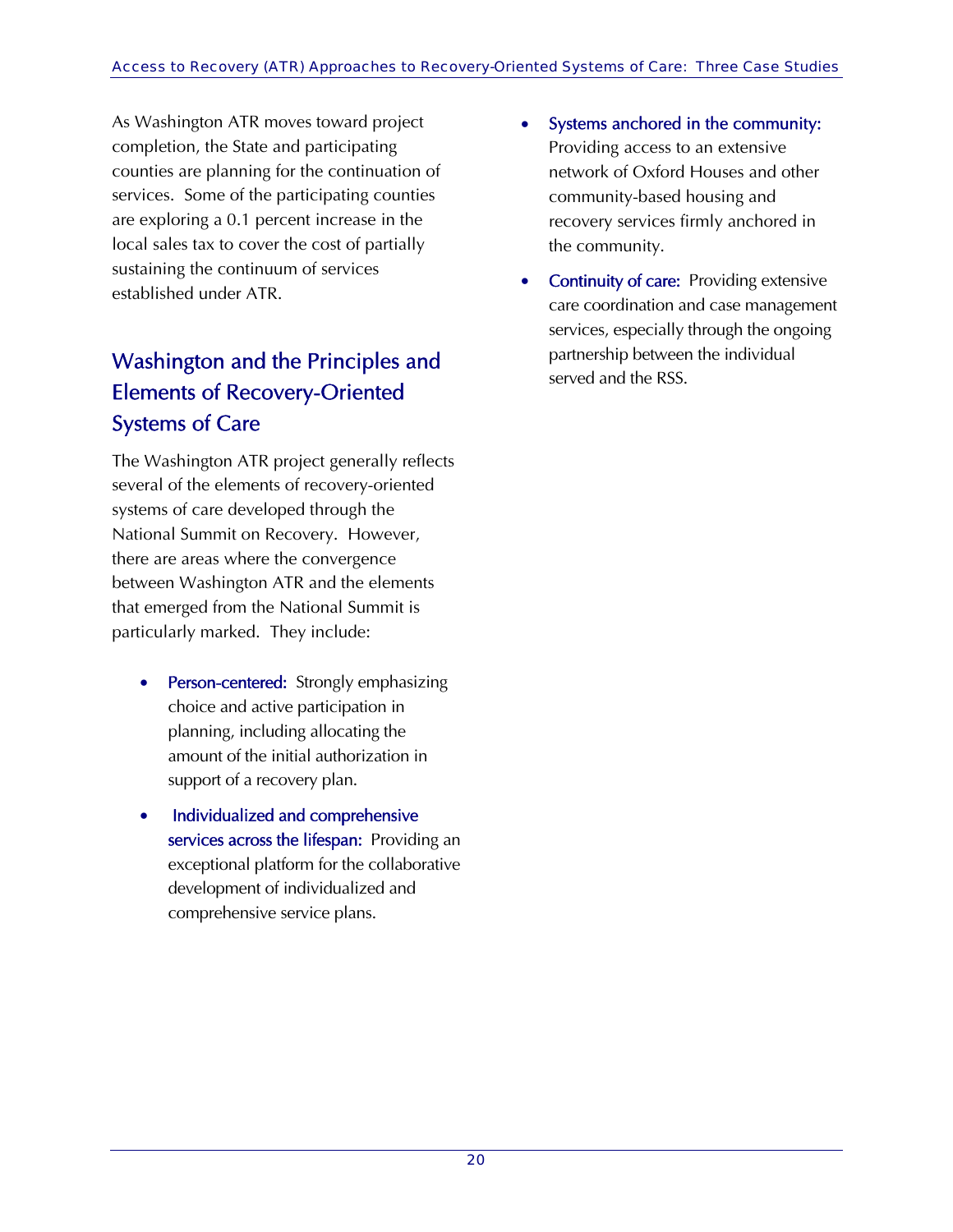As Washington ATR moves toward project completion, the State and participating counties are planning for the continuation of services. Some of the participating counties are exploring a 0.1 percent increase in the local sales tax to cover the cost of partially sustaining the continuum of services established under ATR.

## Washington and the Principles and Elements of Recovery-Oriented Systems of Care

The Washington ATR project generally reflects several of the elements of recovery-oriented systems of care developed through the National Summit on Recovery. However, there are areas where the convergence between Washington ATR and the elements that emerged from the National Summit is particularly marked. They include:

- **Person-centered:** Strongly emphasizing choice and active participation in planning, including allocating the amount of the initial authorization in support of a recovery plan.
- **Individualized and comprehensive services across the lifespan:** Providing an exceptional platform for the collaborative development of individualized and comprehensive service plans.
- **Systems anchored in the community:** Providing access to an extensive network of Oxford Houses and other community-based housing and recovery services firmly anchored in the community.
- **Continuity of care:** Providing extensive care coordination and case management services, especially through the ongoing partnership between the individual served and the RSS.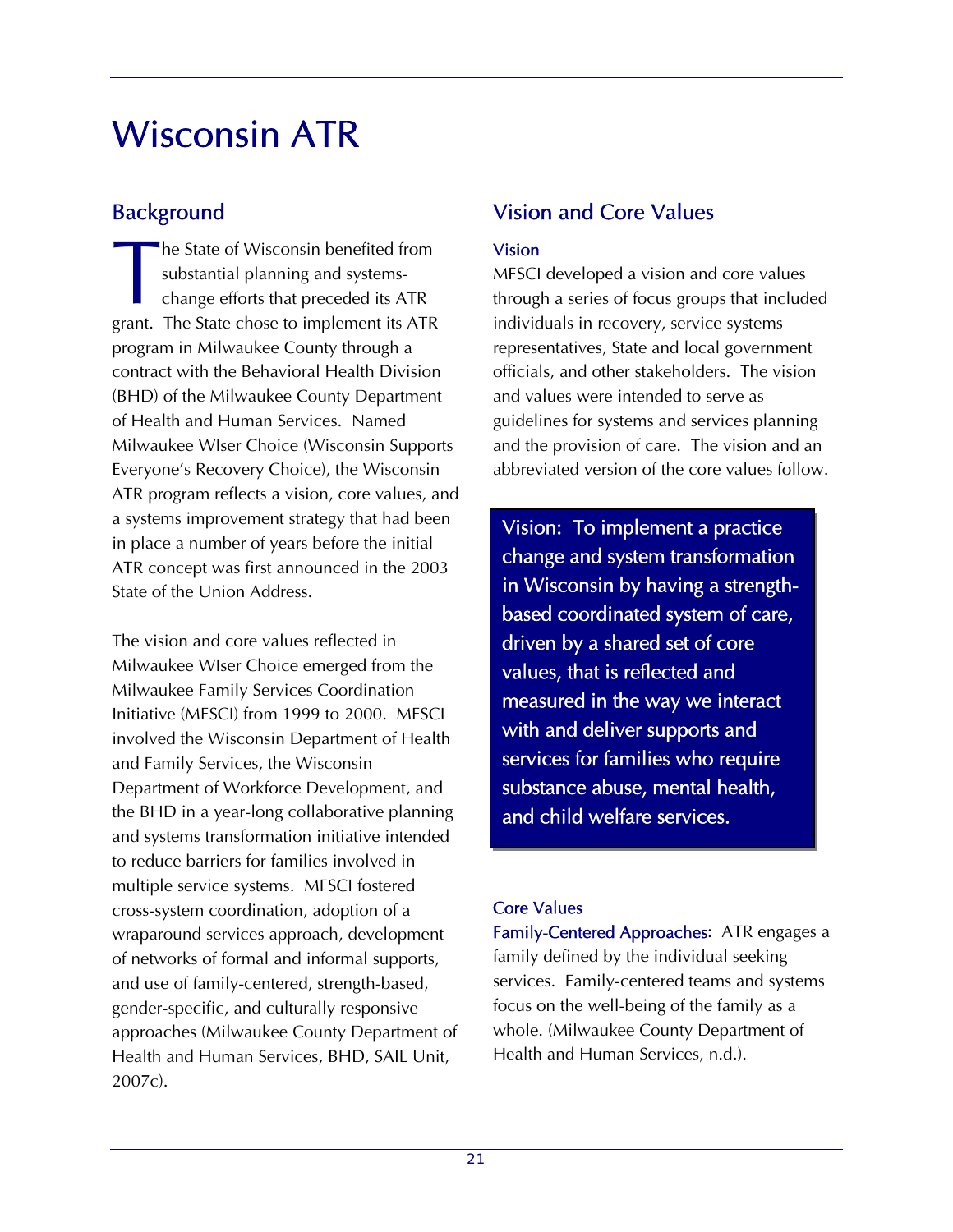# Wisconsin ATR

## Background

The State of Wisconsin benefited from substantial planning and systems-change efforts that preceded its ATR grant. The State chose to implement its ATR program in Milwaukee County through a contract with the Behavioral Health Division (BHD) of the Milwaukee County Department of Health and Human Services. Named Milwaukee WIser Choice (Wisconsin Supports Everyone's Recovery Choice), the Wisconsin ATR program reflects a vision, core values, and a systems improvement strategy that had been in place a number of years before the initial ATR concept was first announced in the 2003 State of the Union Address.

The vision and core values reflected in Milwaukee WIser Choice emerged from the Milwaukee Family Services Coordination Initiative (MFSCI) from 1999 to 2000. MFSCI involved the Wisconsin Department of Health and Family Services, the Wisconsin Department of Workforce Development, and the BHD in a year-long collaborative planning and systems transformation initiative intended to reduce barriers for families involved in multiple service systems. MFSCI fostered cross-system coordination, adoption of a wraparound services approach, development of networks of formal and informal supports, and use of family-centered, strength-based, gender-specific, and culturally responsive approaches (Milwaukee County Department of Health and Human Services, BHD, SAIL Unit, 2007c).

## Vision and Core Values

### Vision

MFSCI developed a vision and core values through a series of focus groups that included individuals in recovery, service systems representatives, State and local government officials, and other stakeholders. The vision and values were intended to serve as guidelines for systems and services planning and the provision of care. The vision and an abbreviated version of the core values follow.

> Vision: To implement a practice change and system transformation in Wisconsin by having a strength-based coordinated system of care, driven by a shared set of core values, that is reflected and measured in the way we interact with and deliver supports and services for families who require substance abuse, mental health, and child welfare services.

### Core Values

**Family-Centered Approaches**: ATR engages a family defined by the individual seeking services. Family-centered teams and systems focus on the well-being of the family as a whole. (Milwaukee County Department of Health and Human Services, n.d.).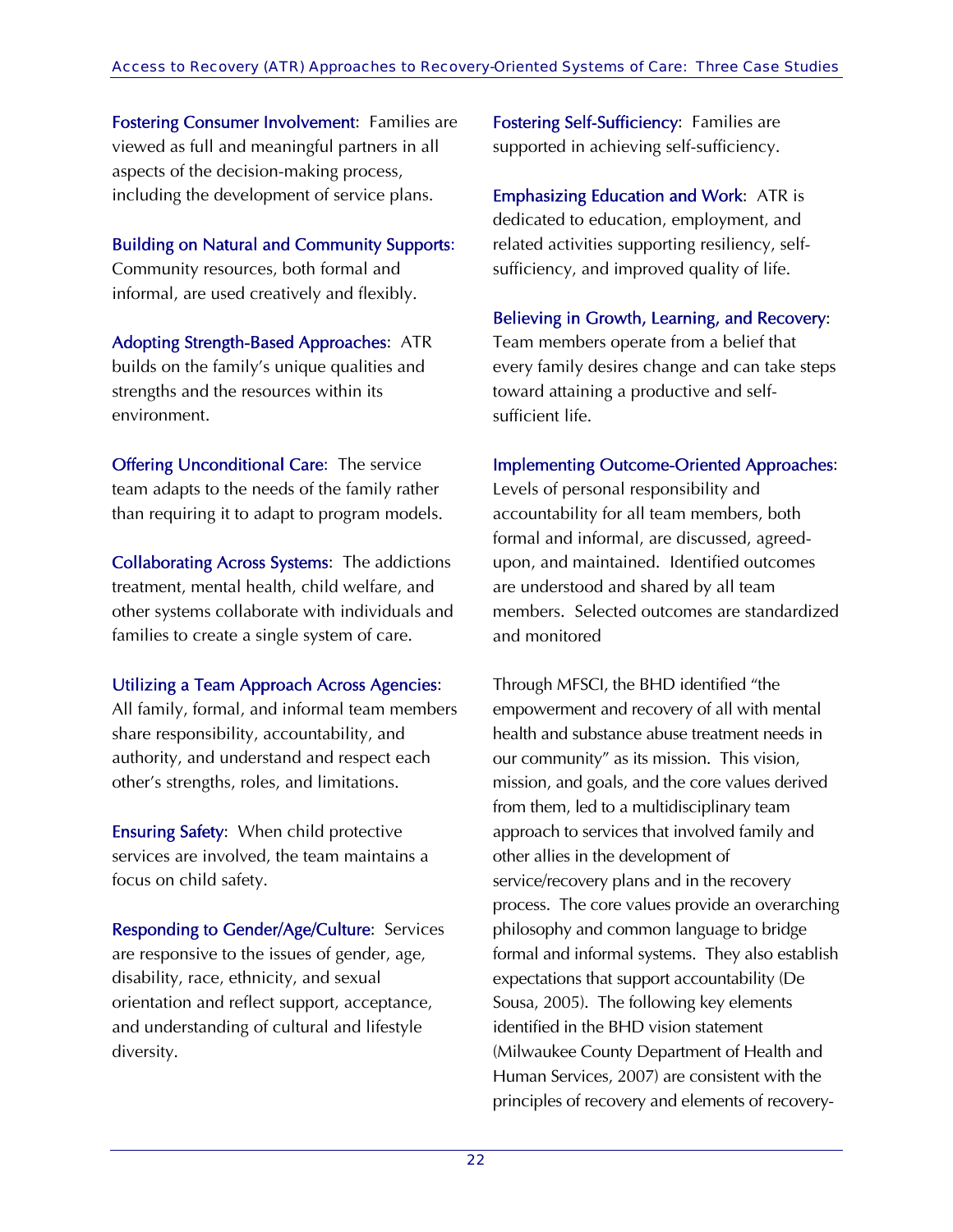**Fostering Consumer Involvement**: Families are viewed as full and meaningful partners in all aspects of the decision-making process, including the development of service plans.

**Building on Natural and Community Supports**: Community resources, both formal and informal, are used creatively and flexibly.

**Adopting Strength-Based Approaches**: ATR builds on the family's unique qualities and strengths and the resources within its environment.

**Offering Unconditional Care**: The service team adapts to the needs of the family rather than requiring it to adapt to program models.

**Collaborating Across Systems**: The addictions treatment, mental health, child welfare, and other systems collaborate with individuals and families to create a single system of care.

**Utilizing a Team Approach Across Agencies**: All family, formal, and informal team members share responsibility, accountability, and authority, and understand and respect each other's strengths, roles, and limitations.

**Ensuring Safety**: When child protective services are involved, the team maintains a focus on child safety.

**Responding to Gender/Age/Culture**: Services are responsive to the issues of gender, age, disability, race, ethnicity, and sexual orientation and reflect support, acceptance, and understanding of cultural and lifestyle diversity.

**Fostering Self-Sufficiency**: Families are supported in achieving self-sufficiency.

**Emphasizing Education and Work**: ATR is dedicated to education, employment, and related activities supporting resiliency, self-sufficiency, and improved quality of life.

**Believing in Growth, Learning, and Recovery**: Team members operate from a belief that every family desires change and can take steps toward attaining a productive and self-sufficient life.

**Implementing Outcome-Oriented Approaches**: Levels of personal responsibility and accountability for all team members, both formal and informal, are discussed, agreed-upon, and maintained. Identified outcomes are understood and shared by all team members. Selected outcomes are standardized and monitored

Through MFSCI, the BHD identified "the empowerment and recovery of all with mental health and substance abuse treatment needs in our community" as its mission. This vision, mission, and goals, and the core values derived from them, led to a multidisciplinary team approach to services that involved family and other allies in the development of service/recovery plans and in the recovery process. The core values provide an overarching philosophy and common language to bridge formal and informal systems. They also establish expectations that support accountability (De Sousa, 2005). The following key elements identified in the BHD vision statement (Milwaukee County Department of Health and Human Services, 2007) are consistent with the principles of recovery and elements of recovery-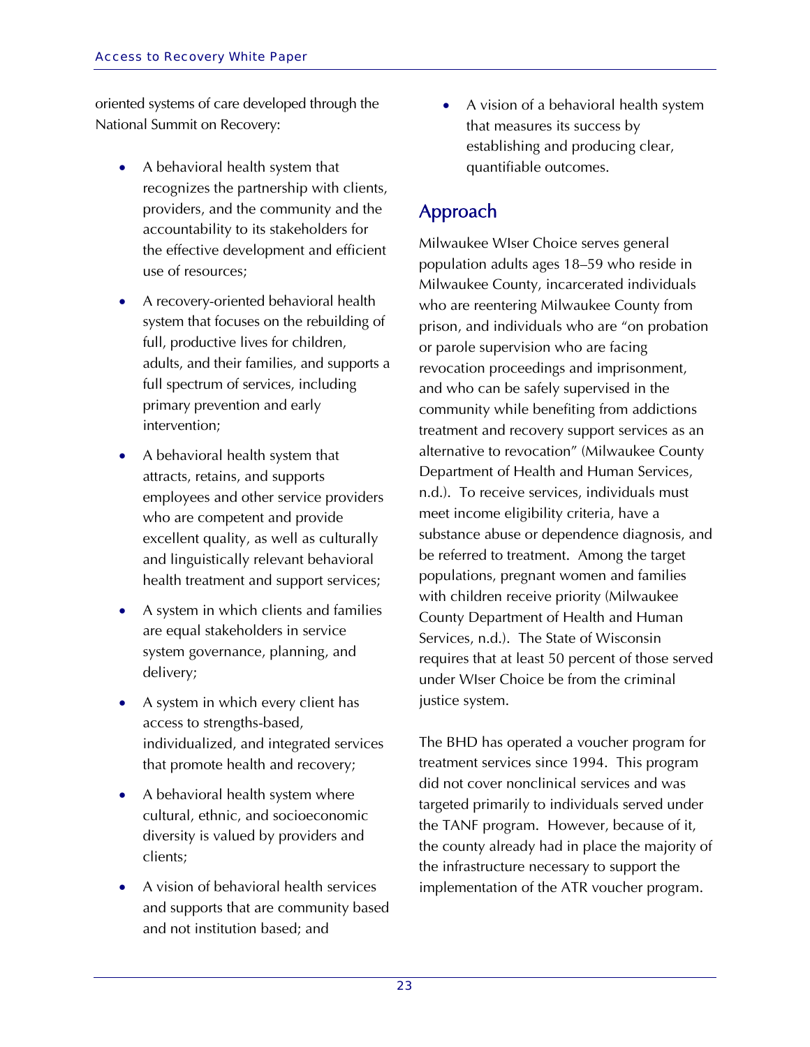oriented systems of care developed through the National Summit on Recovery:

- A behavioral health system that recognizes the partnership with clients, providers, and the community and the accountability to its stakeholders for the effective development and efficient use of resources;
- A recovery-oriented behavioral health system that focuses on the rebuilding of full, productive lives for children, adults, and their families, and supports a full spectrum of services, including primary prevention and early intervention;
- A behavioral health system that attracts, retains, and supports employees and other service providers who are competent and provide excellent quality, as well as culturally and linguistically relevant behavioral health treatment and support services;
- A system in which clients and families are equal stakeholders in service system governance, planning, and delivery;
- A system in which every client has access to strengths-based, individualized, and integrated services that promote health and recovery;
- A behavioral health system where cultural, ethnic, and socioeconomic diversity is valued by providers and clients;
- A vision of behavioral health services and supports that are community based and not institution based; and
- A vision of a behavioral health system that measures its success by establishing and producing clear, quantifiable outcomes.

## Approach

Milwaukee WIser Choice serves general population adults ages 18–59 who reside in Milwaukee County, incarcerated individuals who are reentering Milwaukee County from prison, and individuals who are "on probation or parole supervision who are facing revocation proceedings and imprisonment, and who can be safely supervised in the community while benefiting from addictions treatment and recovery support services as an alternative to revocation" (Milwaukee County Department of Health and Human Services, n.d.). To receive services, individuals must meet income eligibility criteria, have a substance abuse or dependence diagnosis, and be referred to treatment. Among the target populations, pregnant women and families with children receive priority (Milwaukee County Department of Health and Human Services, n.d.). The State of Wisconsin requires that at least 50 percent of those served under WIser Choice be from the criminal justice system.

The BHD has operated a voucher program for treatment services since 1994. This program did not cover nonclinical services and was targeted primarily to individuals served under the TANF program. However, because of it, the county already had in place the majority of the infrastructure necessary to support the implementation of the ATR voucher program.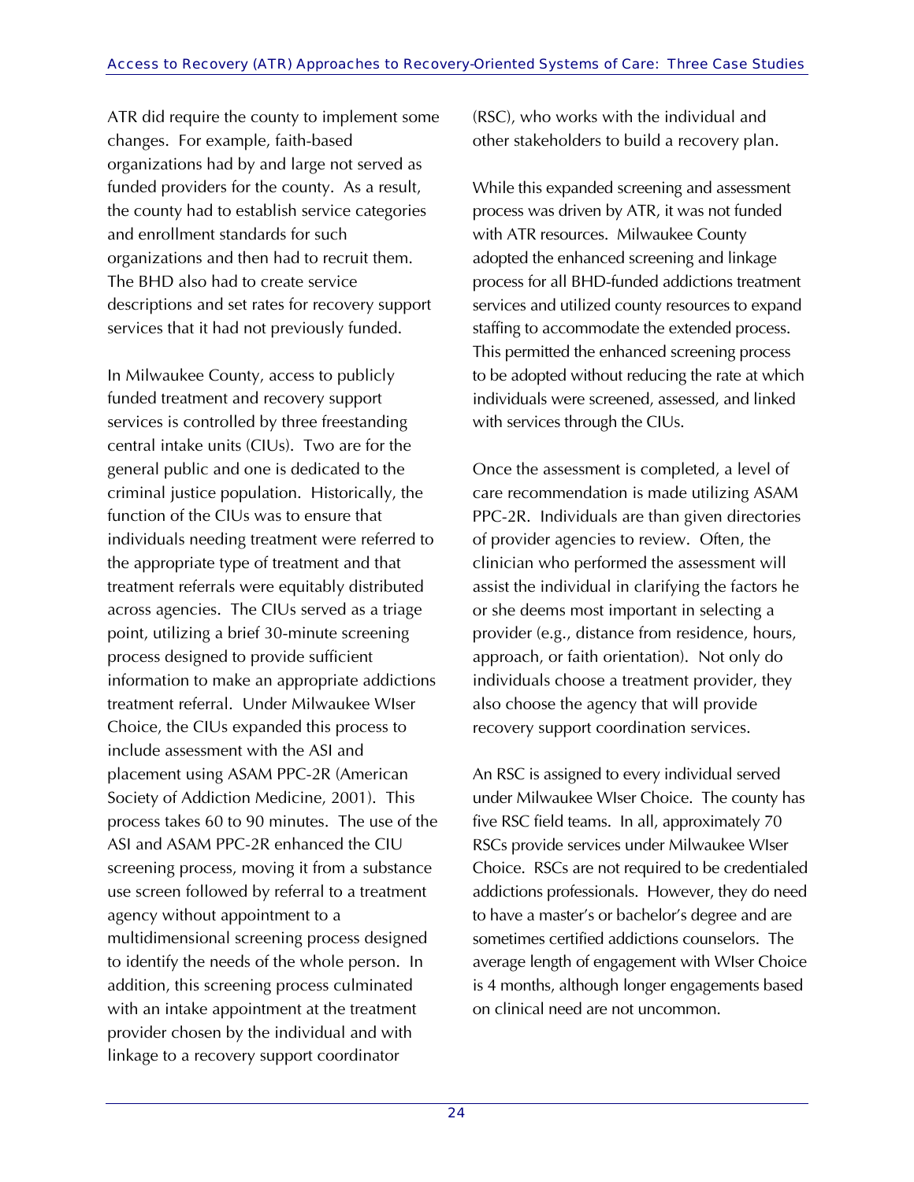ATR did require the county to implement some changes. For example, faith-based organizations had by and large not served as funded providers for the county. As a result, the county had to establish service categories and enrollment standards for such organizations and then had to recruit them. The BHD also had to create service descriptions and set rates for recovery support services that it had not previously funded.

In Milwaukee County, access to publicly funded treatment and recovery support services is controlled by three freestanding central intake units (CIUs). Two are for the general public and one is dedicated to the criminal justice population. Historically, the function of the CIUs was to ensure that individuals needing treatment were referred to the appropriate type of treatment and that treatment referrals were equitably distributed across agencies. The CIUs served as a triage point, utilizing a brief 30-minute screening process designed to provide sufficient information to make an appropriate addictions treatment referral. Under Milwaukee WIser Choice, the CIUs expanded this process to include assessment with the ASI and placement using ASAM PPC-2R (American Society of Addiction Medicine, 2001). This process takes 60 to 90 minutes. The use of the ASI and ASAM PPC-2R enhanced the CIU screening process, moving it from a substance use screen followed by referral to a treatment agency without appointment to a multidimensional screening process designed to identify the needs of the whole person. In addition, this screening process culminated with an intake appointment at the treatment provider chosen by the individual and with linkage to a recovery support coordinator (RSC), who works with the individual and other stakeholders to build a recovery plan.

While this expanded screening and assessment process was driven by ATR, it was not funded with ATR resources. Milwaukee County adopted the enhanced screening and linkage process for all BHD-funded addictions treatment services and utilized county resources to expand staffing to accommodate the extended process. This permitted the enhanced screening process to be adopted without reducing the rate at which individuals were screened, assessed, and linked with services through the CIUs.

Once the assessment is completed, a level of care recommendation is made utilizing ASAM PPC-2R. Individuals are than given directories of provider agencies to review. Often, the clinician who performed the assessment will assist the individual in clarifying the factors he or she deems most important in selecting a provider (e.g., distance from residence, hours, approach, or faith orientation). Not only do individuals choose a treatment provider, they also choose the agency that will provide recovery support coordination services.

An RSC is assigned to every individual served under Milwaukee WIser Choice. The county has five RSC field teams. In all, approximately 70 RSCs provide services under Milwaukee WIser Choice. RSCs are not required to be credentialed addictions professionals. However, they do need to have a master's or bachelor's degree and are sometimes certified addictions counselors. The average length of engagement with WIser Choice is 4 months, although longer engagements based on clinical need are not uncommon.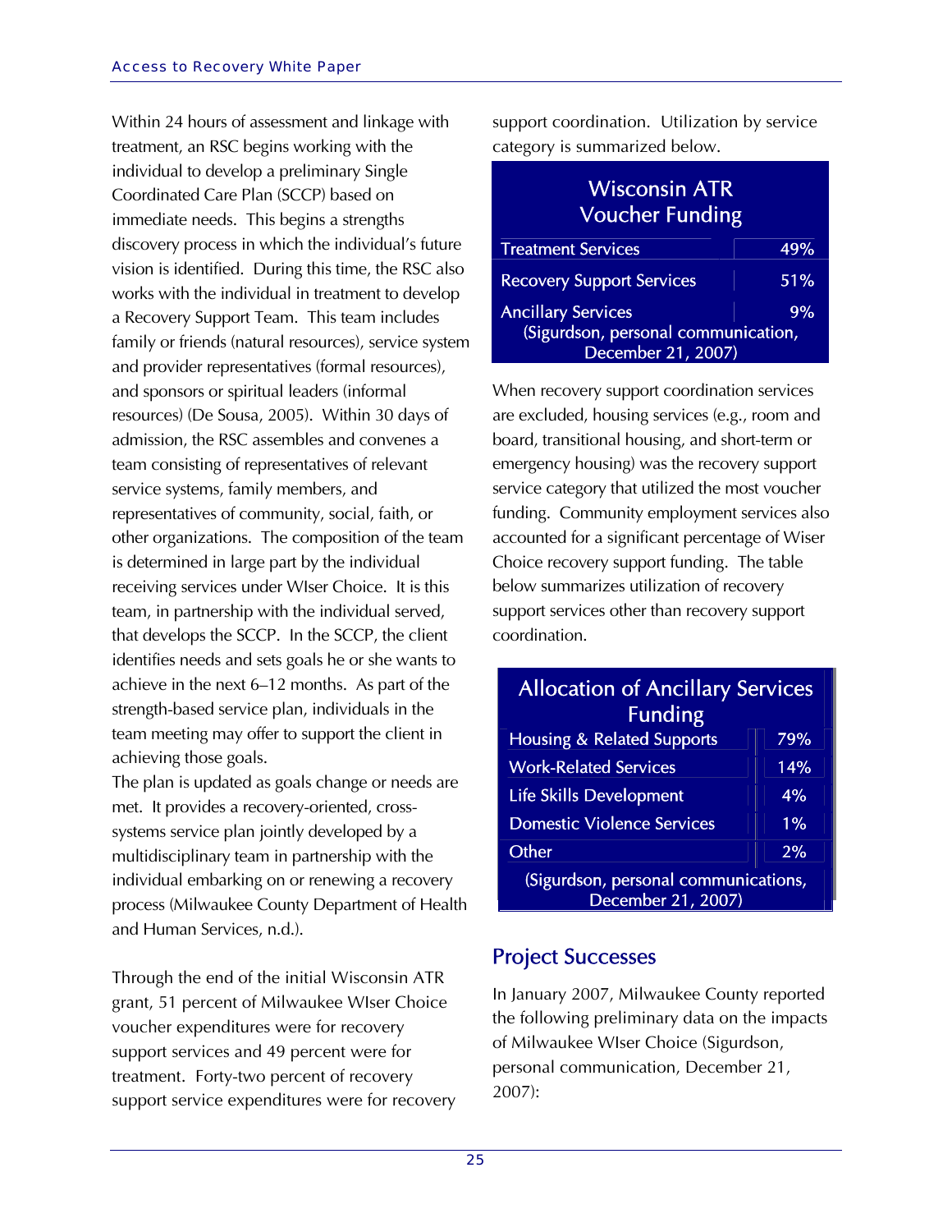Within 24 hours of assessment and linkage with treatment, an RSC begins working with the individual to develop a preliminary Single Coordinated Care Plan (SCCP) based on immediate needs. This begins a strengths discovery process in which the individual's future vision is identified. During this time, the RSC also works with the individual in treatment to develop a Recovery Support Team. This team includes family or friends (natural resources), service system and provider representatives (formal resources), and sponsors or spiritual leaders (informal resources) (De Sousa, 2005). Within 30 days of admission, the RSC assembles and convenes a team consisting of representatives of relevant service systems, family members, and representatives of community, social, faith, or other organizations. The composition of the team is determined in large part by the individual receiving services under WIser Choice. It is this team, in partnership with the individual served, that develops the SCCP. In the SCCP, the client identifies needs and sets goals he or she wants to achieve in the next 6–12 months. As part of the strength-based service plan, individuals in the team meeting may offer to support the client in achieving those goals.

The plan is updated as goals change or needs are met. It provides a recovery-oriented, cross-systems service plan jointly developed by a multidisciplinary team in partnership with the individual embarking on or renewing a recovery process (Milwaukee County Department of Health and Human Services, n.d.).

Through the end of the initial Wisconsin ATR grant, 51 percent of Milwaukee WIser Choice voucher expenditures were for recovery support services and 49 percent were for treatment. Forty-two percent of recovery support service expenditures were for recovery support coordination. Utilization by service category is summarized below.

| Wisconsin ATR Voucher Funding | |
|---|---|
| Treatment Services | 49% |
| Recovery Support Services | 51% |
| Ancillary Services | 9% |

(Sigurdson, personal communication, December 21, 2007)

When recovery support coordination services are excluded, housing services (e.g., room and board, transitional housing, and short-term or emergency housing) was the recovery support service category that utilized the most voucher funding. Community employment services also accounted for a significant percentage of Wiser Choice recovery support funding. The table below summarizes utilization of recovery support services other than recovery support coordination.

| Allocation of Ancillary Services Funding | |
|---|---|
| Housing & Related Supports | 79% |
| Work-Related Services | 14% |
| Life Skills Development | 4% |
| Domestic Violence Services | 1% |
| Other | 2% |

(Sigurdson, personal communications, December 21, 2007)

## Project Successes

In January 2007, Milwaukee County reported the following preliminary data on the impacts of Milwaukee WIser Choice (Sigurdson, personal communication, December 21, 2007):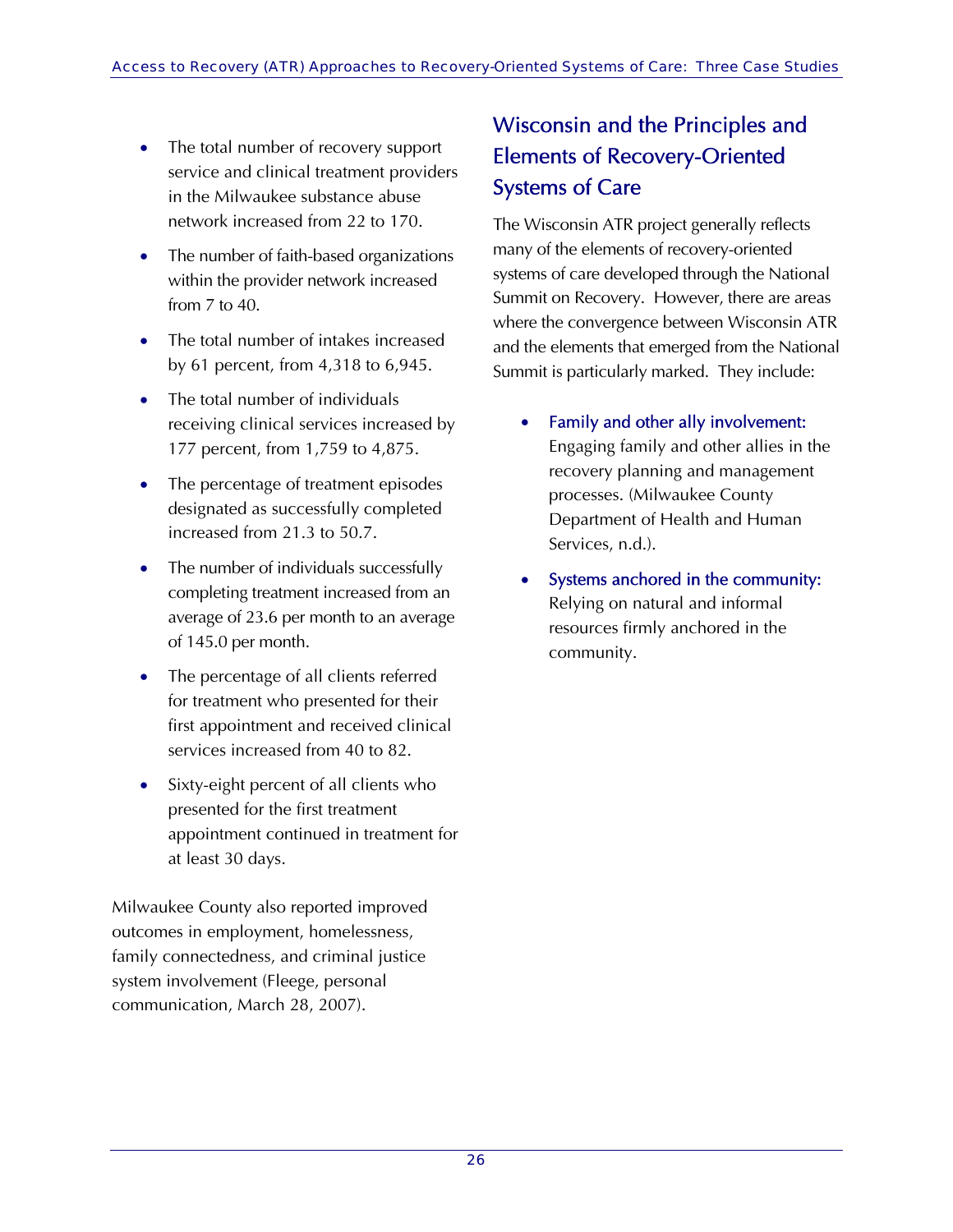- The total number of recovery support service and clinical treatment providers in the Milwaukee substance abuse network increased from 22 to 170.
- The number of faith-based organizations within the provider network increased from 7 to 40.
- The total number of intakes increased by 61 percent, from 4,318 to 6,945.
- The total number of individuals receiving clinical services increased by 177 percent, from 1,759 to 4,875.
- The percentage of treatment episodes designated as successfully completed increased from 21.3 to 50.7.
- The number of individuals successfully completing treatment increased from an average of 23.6 per month to an average of 145.0 per month.
- The percentage of all clients referred for treatment who presented for their first appointment and received clinical services increased from 40 to 82.
- Sixty-eight percent of all clients who presented for the first treatment appointment continued in treatment for at least 30 days.

Milwaukee County also reported improved outcomes in employment, homelessness, family connectedness, and criminal justice system involvement (Fleege, personal communication, March 28, 2007).

## Wisconsin and the Principles and Elements of Recovery-Oriented Systems of Care

The Wisconsin ATR project generally reflects many of the elements of recovery-oriented systems of care developed through the National Summit on Recovery. However, there are areas where the convergence between Wisconsin ATR and the elements that emerged from the National Summit is particularly marked. They include:

- **Family and other ally involvement:** Engaging family and other allies in the recovery planning and management processes. (Milwaukee County Department of Health and Human Services, n.d.).
- **Systems anchored in the community:** Relying on natural and informal resources firmly anchored in the community.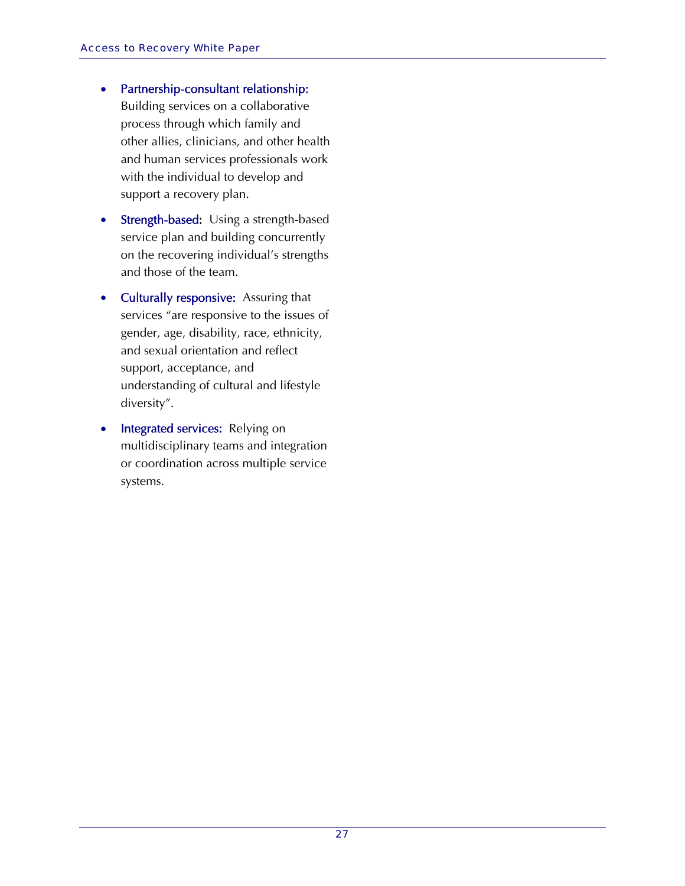- **Partnership-consultant relationship:** Building services on a collaborative process through which family and other allies, clinicians, and other health and human services professionals work with the individual to develop and support a recovery plan.
- **Strength-based:** Using a strength-based service plan and building concurrently on the recovering individual's strengths and those of the team.
- **Culturally responsive:** Assuring that services "are responsive to the issues of gender, age, disability, race, ethnicity, and sexual orientation and reflect support, acceptance, and understanding of cultural and lifestyle diversity".
- **Integrated services:** Relying on multidisciplinary teams and integration or coordination across multiple service systems.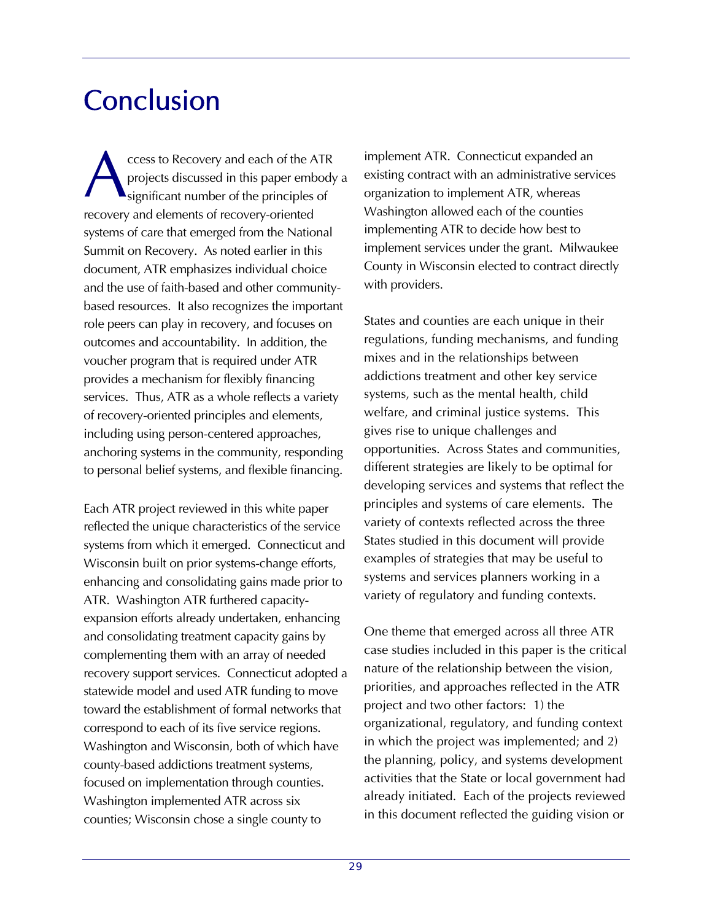# Conclusion

Access to Recovery and each of the ATR projects discussed in this paper embody a significant number of the principles of recovery and elements of recovery-oriented systems of care that emerged from the National Summit on Recovery. As noted earlier in this document, ATR emphasizes individual choice and the use of faith-based and other community-based resources. It also recognizes the important role peers can play in recovery, and focuses on outcomes and accountability. In addition, the voucher program that is required under ATR provides a mechanism for flexibly financing services. Thus, ATR as a whole reflects a variety of recovery-oriented principles and elements, including using person-centered approaches, anchoring systems in the community, responding to personal belief systems, and flexible financing.

Each ATR project reviewed in this white paper reflected the unique characteristics of the service systems from which it emerged. Connecticut and Wisconsin built on prior systems-change efforts, enhancing and consolidating gains made prior to ATR. Washington ATR furthered capacity-expansion efforts already undertaken, enhancing and consolidating treatment capacity gains by complementing them with an array of needed recovery support services. Connecticut adopted a statewide model and used ATR funding to move toward the establishment of formal networks that correspond to each of its five service regions. Washington and Wisconsin, both of which have county-based addictions treatment systems, focused on implementation through counties. Washington implemented ATR across six counties; Wisconsin chose a single county to implement ATR. Connecticut expanded an existing contract with an administrative services organization to implement ATR, whereas Washington allowed each of the counties implementing ATR to decide how best to implement services under the grant. Milwaukee County in Wisconsin elected to contract directly with providers.

States and counties are each unique in their regulations, funding mechanisms, and funding mixes and in the relationships between addictions treatment and other key service systems, such as the mental health, child welfare, and criminal justice systems. This gives rise to unique challenges and opportunities. Across States and communities, different strategies are likely to be optimal for developing services and systems that reflect the principles and systems of care elements. The variety of contexts reflected across the three States studied in this document will provide examples of strategies that may be useful to systems and services planners working in a variety of regulatory and funding contexts.

One theme that emerged across all three ATR case studies included in this paper is the critical nature of the relationship between the vision, priorities, and approaches reflected in the ATR project and two other factors: 1) the organizational, regulatory, and funding context in which the project was implemented; and 2) the planning, policy, and systems development activities that the State or local government had already initiated. Each of the projects reviewed in this document reflected the guiding vision or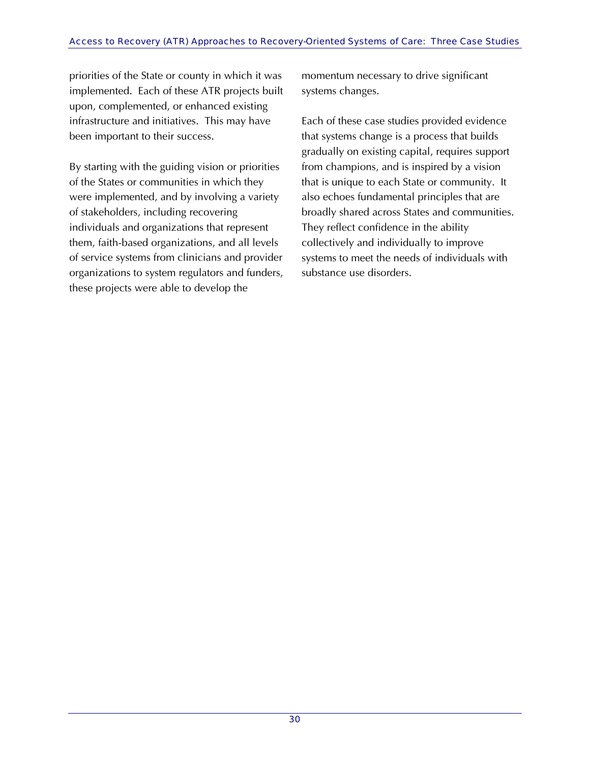priorities of the State or county in which it was implemented. Each of these ATR projects built upon, complemented, or enhanced existing infrastructure and initiatives. This may have been important to their success.

By starting with the guiding vision or priorities of the States or communities in which they were implemented, and by involving a variety of stakeholders, including recovering individuals and organizations that represent them, faith-based organizations, and all levels of service systems from clinicians and provider organizations to system regulators and funders, these projects were able to develop the momentum necessary to drive significant systems changes.

Each of these case studies provided evidence that systems change is a process that builds gradually on existing capital, requires support from champions, and is inspired by a vision that is unique to each State or community. It also echoes fundamental principles that are broadly shared across States and communities. They reflect confidence in the ability collectively and individually to improve systems to meet the needs of individuals with substance use disorders.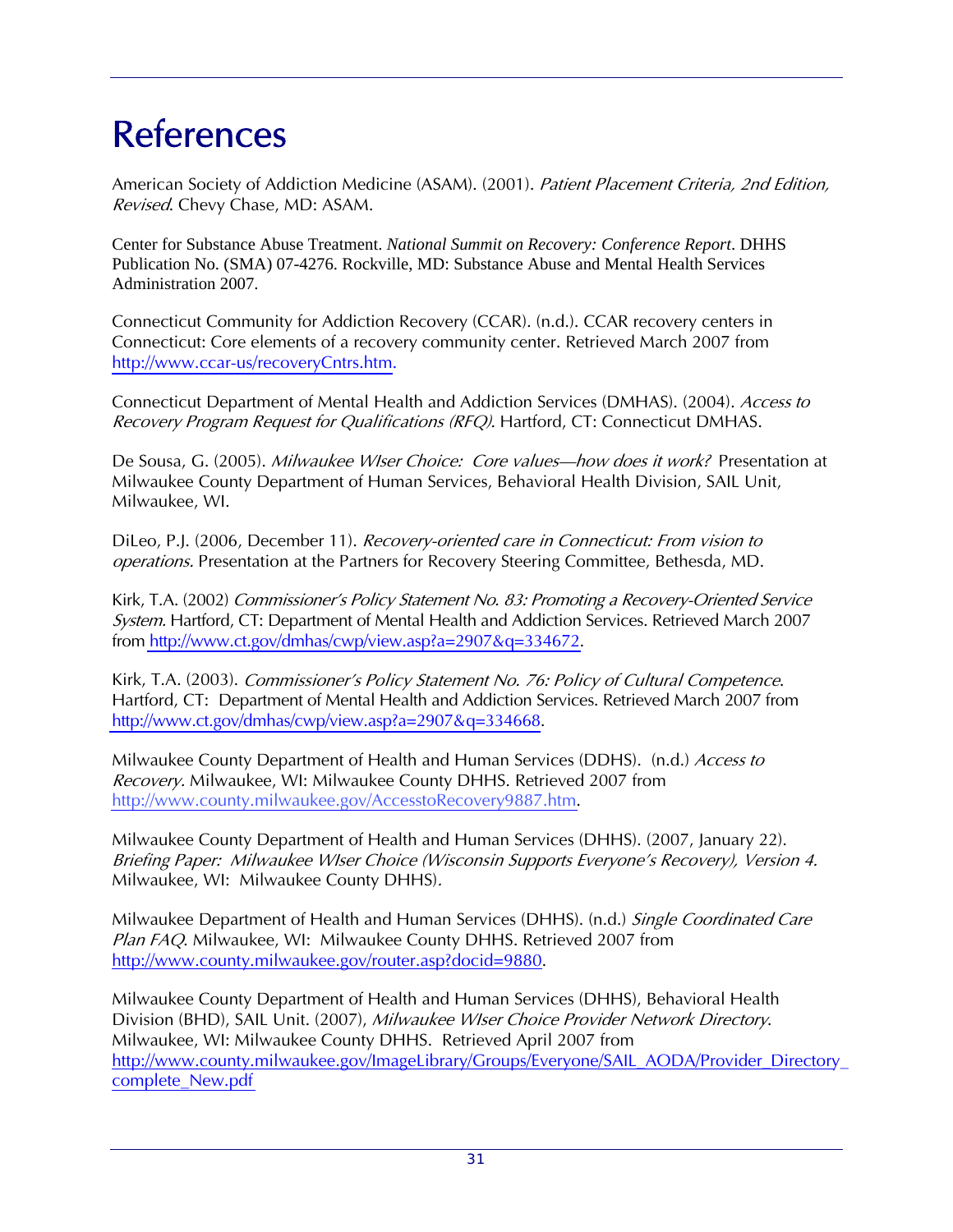# References

American Society of Addiction Medicine (ASAM). (2001). *Patient Placement Criteria, 2nd Edition, Revised*. Chevy Chase, MD: ASAM.

Center for Substance Abuse Treatment. *National Summit on Recovery: Conference Report*. DHHS Publication No. (SMA) 07-4276. Rockville, MD: Substance Abuse and Mental Health Services Administration 2007.

Connecticut Community for Addiction Recovery (CCAR). (n.d.). CCAR recovery centers in Connecticut: Core elements of a recovery community center. Retrieved March 2007 from http://www.ccar-us/recoveryCntrs.htm.

Connecticut Department of Mental Health and Addiction Services (DMHAS). (2004). *Access to Recovery Program Request for Qualifications (RFQ)*. Hartford, CT: Connecticut DMHAS.

De Sousa, G. (2005). *Milwaukee WIser Choice: Core values—how does it work?* Presentation at Milwaukee County Department of Human Services, Behavioral Health Division, SAIL Unit, Milwaukee, WI.

DiLeo, P.J. (2006, December 11). *Recovery-oriented care in Connecticut: From vision to operations.* Presentation at the Partners for Recovery Steering Committee, Bethesda, MD.

Kirk, T.A. (2002) *Commissioner's Policy Statement No. 83: Promoting a Recovery-Oriented Service System.* Hartford, CT: Department of Mental Health and Addiction Services. Retrieved March 2007 from http://www.ct.gov/dmhas/cwp/view.asp?a=2907&q=334672.

Kirk, T.A. (2003). *Commissioner's Policy Statement No. 76: Policy of Cultural Competence*. Hartford, CT: Department of Mental Health and Addiction Services. Retrieved March 2007 from http://www.ct.gov/dmhas/cwp/view.asp?a=2907&q=334668.

Milwaukee County Department of Health and Human Services (DDHS). (n.d.) *Access to Recovery*. Milwaukee, WI: Milwaukee County DHHS. Retrieved 2007 from http://www.county.milwaukee.gov/AccesstoRecovery9887.htm.

Milwaukee County Department of Health and Human Services (DHHS). (2007, January 22). *Briefing Paper: Milwaukee WIser Choice (Wisconsin Supports Everyone's Recovery), Version 4.* Milwaukee, WI: Milwaukee County DHHS).

Milwaukee Department of Health and Human Services (DHHS). (n.d.) *Single Coordinated Care Plan FAQ*. Milwaukee, WI: Milwaukee County DHHS. Retrieved 2007 from http://www.county.milwaukee.gov/router.asp?docid=9880.

Milwaukee County Department of Health and Human Services (DHHS), Behavioral Health Division (BHD), SAIL Unit. (2007), *Milwaukee WIser Choice Provider Network Directory*. Milwaukee, WI: Milwaukee County DHHS. Retrieved April 2007 from http://www.county.milwaukee.gov/ImageLibrary/Groups/Everyone/SAIL_AODA/Provider_Directory_complete_New.pdf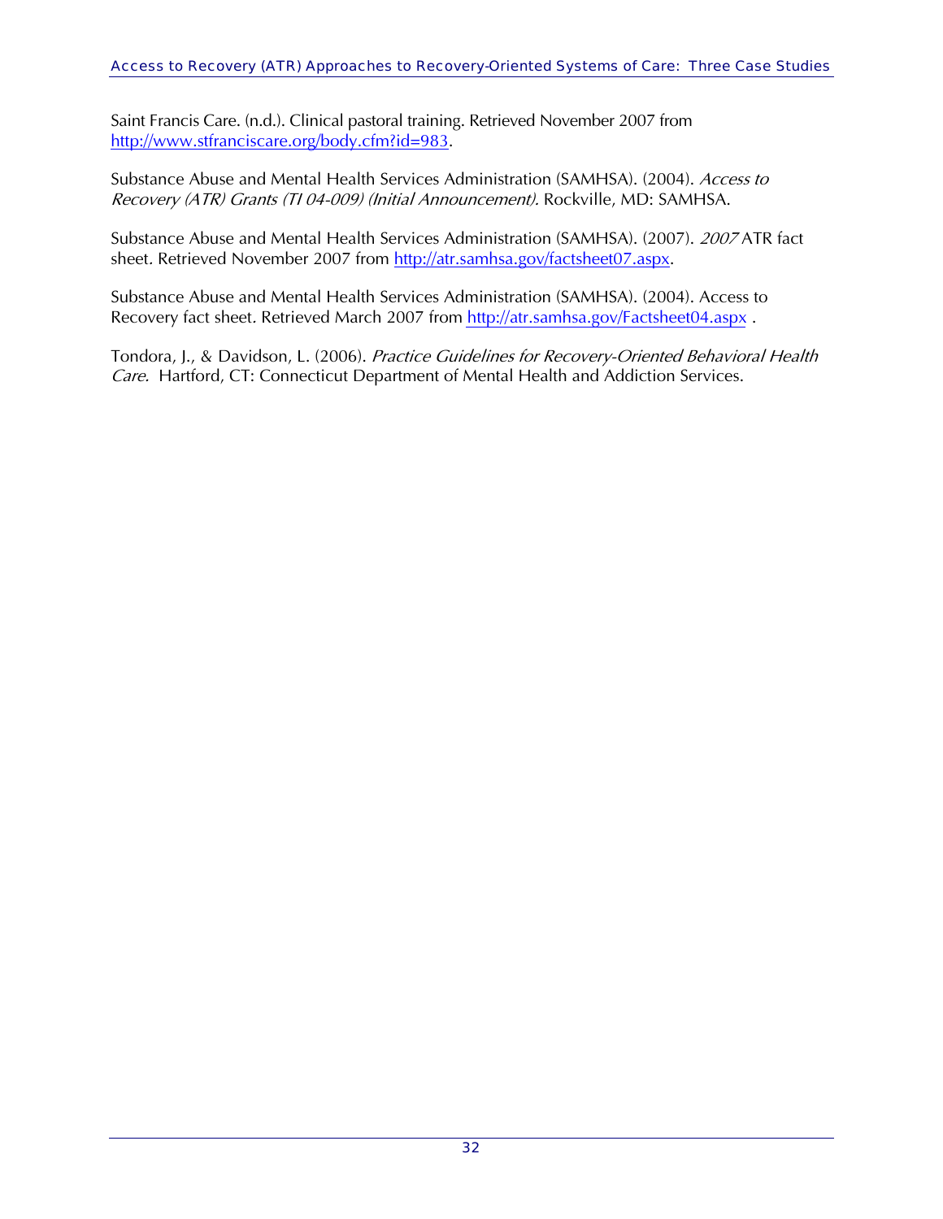Saint Francis Care. (n.d.). Clinical pastoral training. Retrieved November 2007 from http://www.stfranciscare.org/body.cfm?id=983.

Substance Abuse and Mental Health Services Administration (SAMHSA). (2004). *Access to Recovery (ATR) Grants (TI 04-009) (Initial Announcement).* Rockville, MD: SAMHSA.

Substance Abuse and Mental Health Services Administration (SAMHSA). (2007). *2007* ATR fact sheet. Retrieved November 2007 from http://atr.samhsa.gov/factsheet07.aspx.

Substance Abuse and Mental Health Services Administration (SAMHSA). (2004). Access to Recovery fact sheet. Retrieved March 2007 from http://atr.samhsa.gov/Factsheet04.aspx .

Tondora, J., & Davidson, L. (2006). *Practice Guidelines for Recovery-Oriented Behavioral Health Care.* Hartford, CT: Connecticut Department of Mental Health and Addiction Services.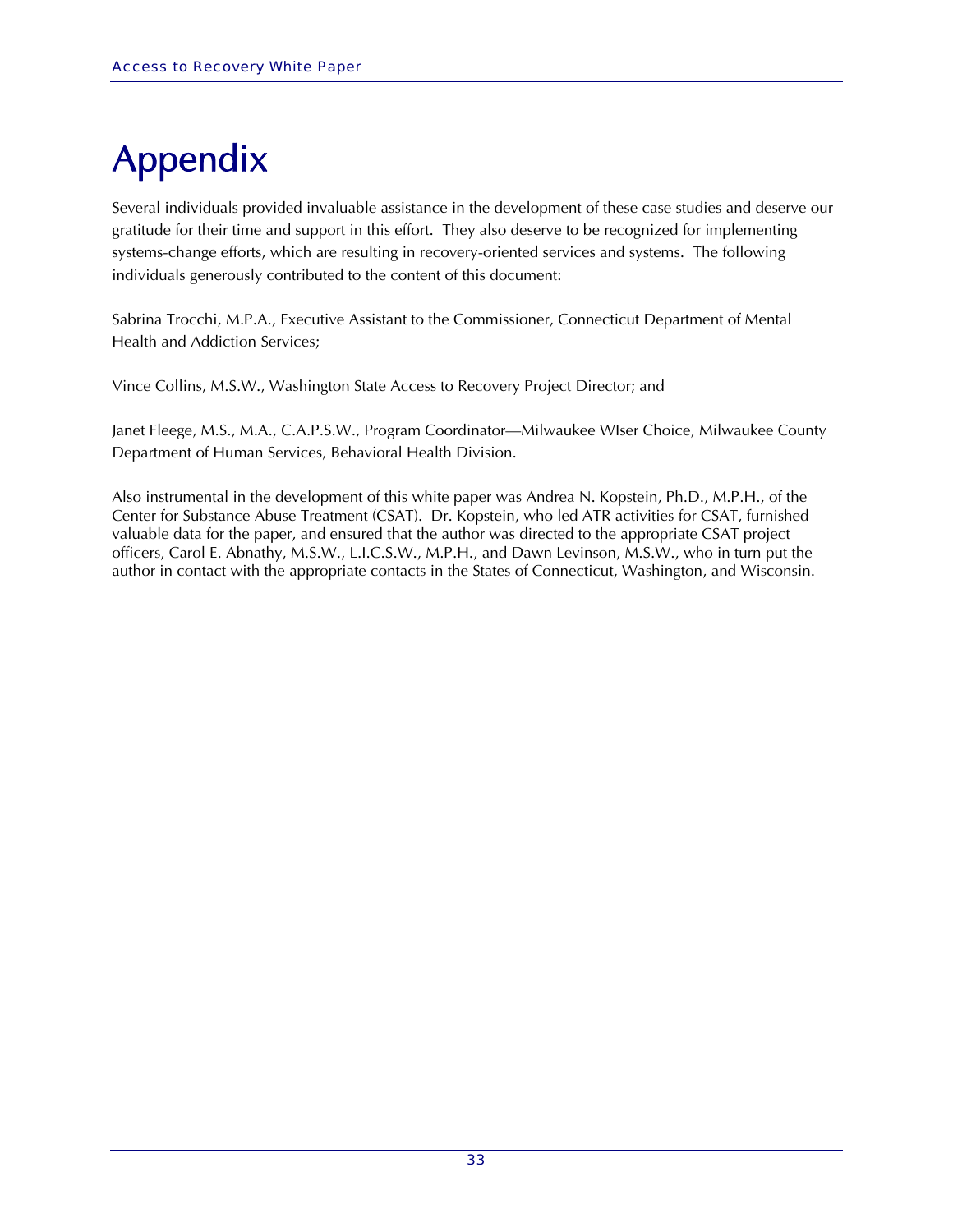# Appendix

Several individuals provided invaluable assistance in the development of these case studies and deserve our gratitude for their time and support in this effort. They also deserve to be recognized for implementing systems-change efforts, which are resulting in recovery-oriented services and systems. The following individuals generously contributed to the content of this document:

Sabrina Trocchi, M.P.A., Executive Assistant to the Commissioner, Connecticut Department of Mental Health and Addiction Services;

Vince Collins, M.S.W., Washington State Access to Recovery Project Director; and

Janet Fleege, M.S., M.A., C.A.P.S.W., Program Coordinator—Milwaukee WIser Choice, Milwaukee County Department of Human Services, Behavioral Health Division.

Also instrumental in the development of this white paper was Andrea N. Kopstein, Ph.D., M.P.H., of the Center for Substance Abuse Treatment (CSAT). Dr. Kopstein, who led ATR activities for CSAT, furnished valuable data for the paper, and ensured that the author was directed to the appropriate CSAT project officers, Carol E. Abnathy, M.S.W., L.I.C.S.W., M.P.H., and Dawn Levinson, M.S.W., who in turn put the author in contact with the appropriate contacts in the States of Connecticut, Washington, and Wisconsin.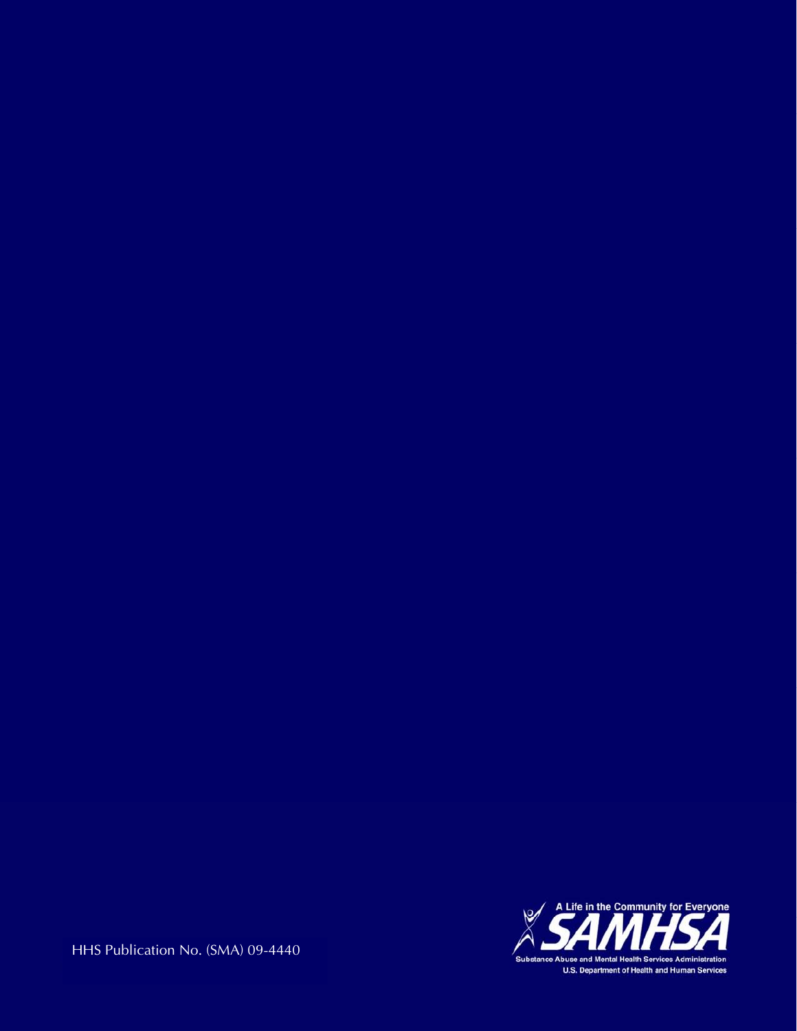HHS Publication No. (SMA) 09-4440

A Life in the Community for Everyone

SAMHSA

Substance Abuse and Mental Health Services Administration

U.S. Department of Health and Human Services